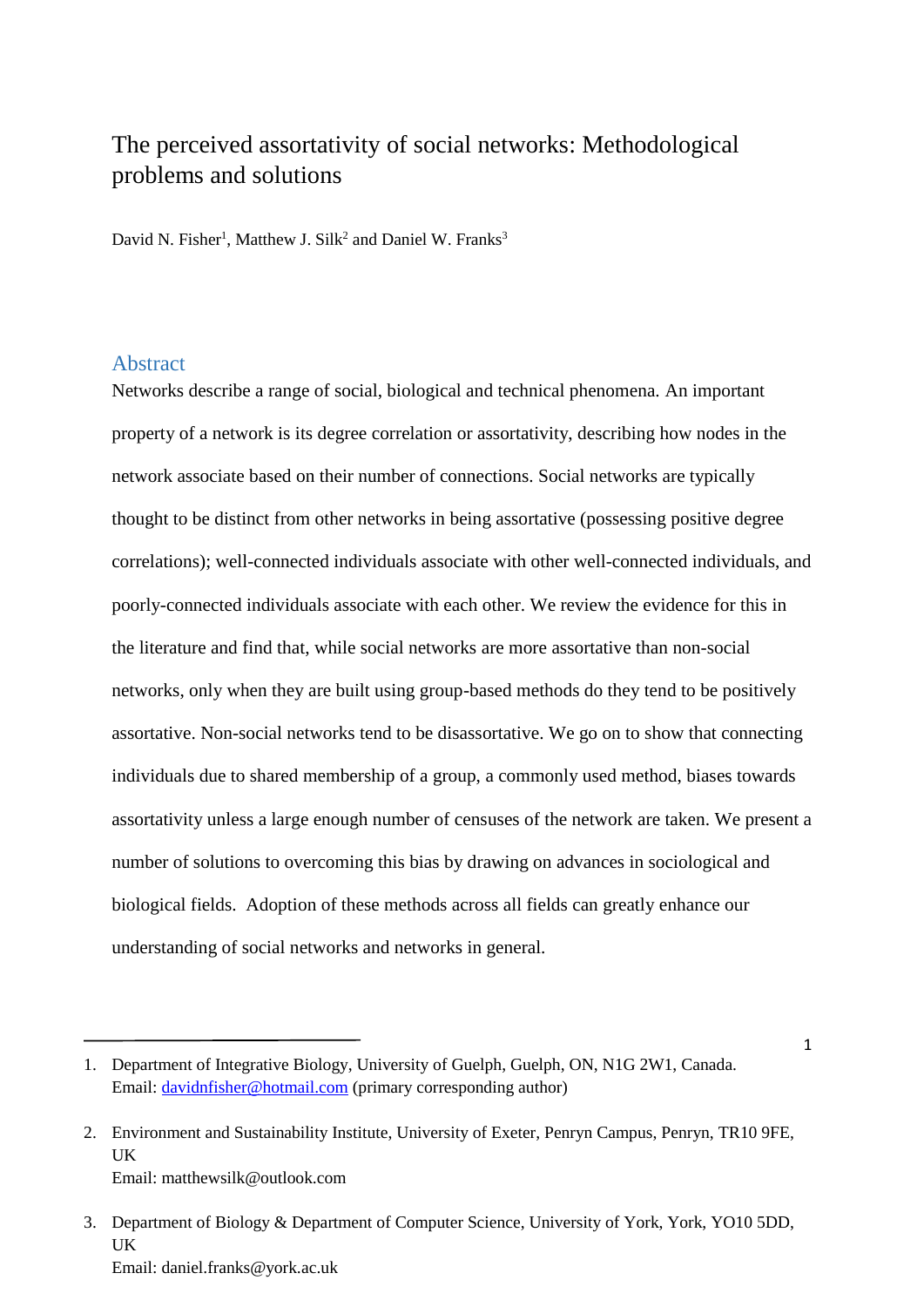# The perceived assortativity of social networks: Methodological problems and solutions

David N. Fisher[1], Matthew J. Silk[2] and Daniel W. Franks[3]

## Abstract

Networks describe a range of social, biological and technical phenomena. An important property of a network is its degree correlation or assortativity, describing how nodes in the network associate based on their number of connections. Social networks are typically thought to be distinct from other networks in being assortative (possessing positive degree correlations); well-connected individuals associate with other well-connected individuals, and poorly-connected individuals associate with each other. We review the evidence for this in the literature and find that, while social networks are more assortative than non-social networks, only when they are built using group-based methods do they tend to be positively assortative. Non-social networks tend to be disassortative. We go on to show that connecting individuals due to shared membership of a group, a commonly used method, biases towards assortativity unless a large enough number of censuses of the network are taken. We present a number of solutions to overcoming this bias by drawing on advances in sociological and biological fields. Adoption of these methods across all fields can greatly enhance our understanding of social networks and networks in general.

---

1. Department of Integrative Biology, University of Guelph, Guelph, ON, N1G 2W1, Canada. Email: davidnfisher@hotmail.com (primary corresponding author)

2. Environment and Sustainability Institute, University of Exeter, Penryn Campus, Penryn, TR10 9FE, UK
Email: matthewsilk@outlook.com

3. Department of Biology & Department of Computer Science, University of York, York, YO10 5DD, UK
Email: daniel.franks@york.ac.uk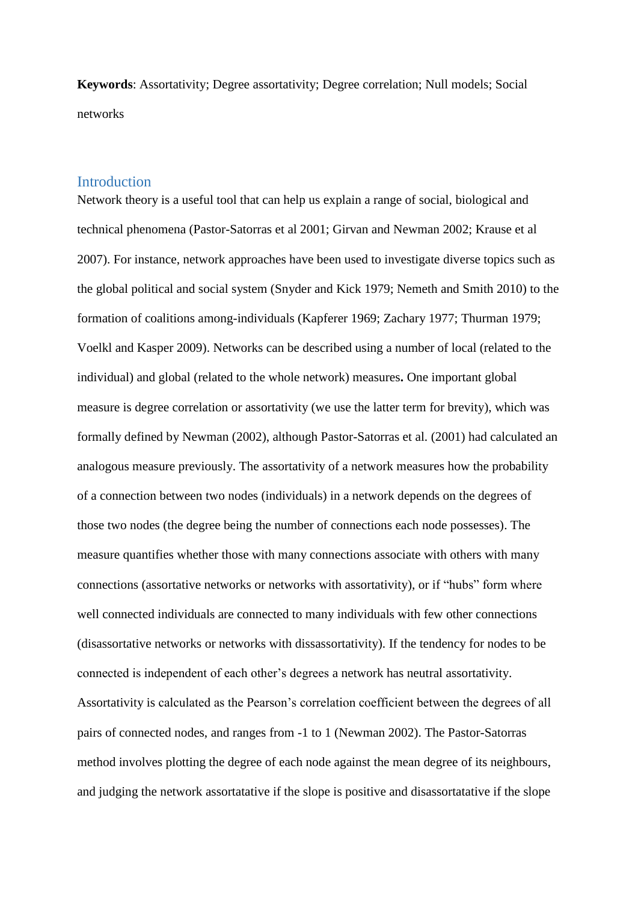**Keywords**: Assortativity; Degree assortativity; Degree correlation; Null models; Social networks

## Introduction

Network theory is a useful tool that can help us explain a range of social, biological and technical phenomena (Pastor-Satorras et al 2001; Girvan and Newman 2002; Krause et al 2007). For instance, network approaches have been used to investigate diverse topics such as the global political and social system (Snyder and Kick 1979; Nemeth and Smith 2010) to the formation of coalitions among-individuals (Kapferer 1969; Zachary 1977; Thurman 1979; Voelkl and Kasper 2009). Networks can be described using a number of local (related to the individual) and global (related to the whole network) measures**.** One important global measure is degree correlation or assortativity (we use the latter term for brevity), which was formally defined by Newman (2002), although Pastor-Satorras et al. (2001) had calculated an analogous measure previously. The assortativity of a network measures how the probability of a connection between two nodes (individuals) in a network depends on the degrees of those two nodes (the degree being the number of connections each node possesses). The measure quantifies whether those with many connections associate with others with many connections (assortative networks or networks with assortativity), or if "hubs" form where well connected individuals are connected to many individuals with few other connections (disassortative networks or networks with dissassortativity). If the tendency for nodes to be connected is independent of each other's degrees a network has neutral assortativity. Assortativity is calculated as the Pearson's correlation coefficient between the degrees of all pairs of connected nodes, and ranges from -1 to 1 (Newman 2002). The Pastor-Satorras method involves plotting the degree of each node against the mean degree of its neighbours, and judging the network assortatative if the slope is positive and disassortatative if the slope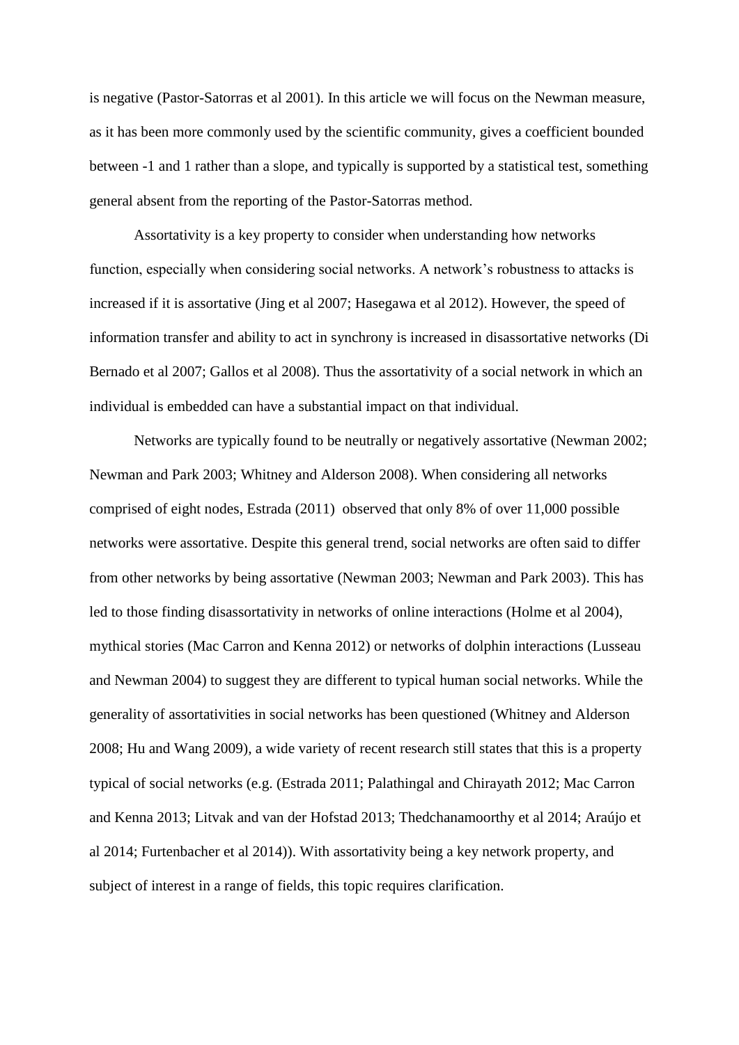is negative (Pastor-Satorras et al 2001). In this article we will focus on the Newman measure, as it has been more commonly used by the scientific community, gives a coefficient bounded between -1 and 1 rather than a slope, and typically is supported by a statistical test, something general absent from the reporting of the Pastor-Satorras method.

Assortativity is a key property to consider when understanding how networks function, especially when considering social networks. A network's robustness to attacks is increased if it is assortative (Jing et al 2007; Hasegawa et al 2012). However, the speed of information transfer and ability to act in synchrony is increased in disassortative networks (Di Bernado et al 2007; Gallos et al 2008). Thus the assortativity of a social network in which an individual is embedded can have a substantial impact on that individual.

Networks are typically found to be neutrally or negatively assortative (Newman 2002; Newman and Park 2003; Whitney and Alderson 2008). When considering all networks comprised of eight nodes, Estrada (2011) observed that only 8% of over 11,000 possible networks were assortative. Despite this general trend, social networks are often said to differ from other networks by being assortative (Newman 2003; Newman and Park 2003). This has led to those finding disassortativity in networks of online interactions (Holme et al 2004), mythical stories (Mac Carron and Kenna 2012) or networks of dolphin interactions (Lusseau and Newman 2004) to suggest they are different to typical human social networks. While the generality of assortativities in social networks has been questioned (Whitney and Alderson 2008; Hu and Wang 2009), a wide variety of recent research still states that this is a property typical of social networks (e.g. (Estrada 2011; Palathingal and Chirayath 2012; Mac Carron and Kenna 2013; Litvak and van der Hofstad 2013; Thedchanamoorthy et al 2014; Araújo et al 2014; Furtenbacher et al 2014)). With assortativity being a key network property, and subject of interest in a range of fields, this topic requires clarification.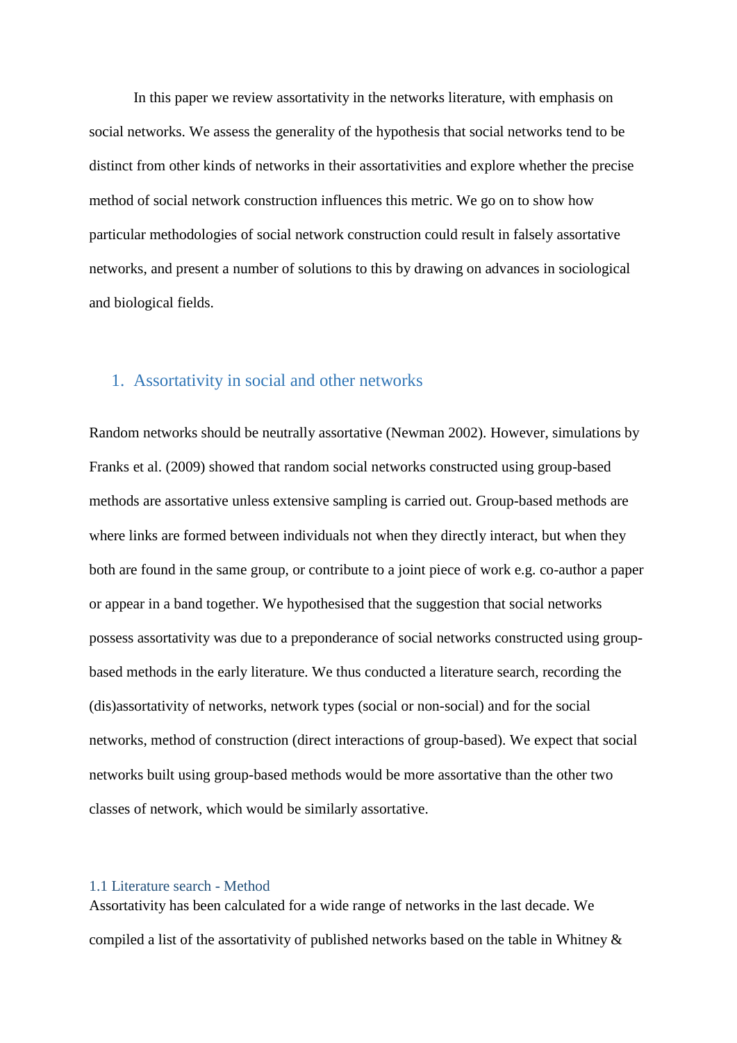In this paper we review assortativity in the networks literature, with emphasis on social networks. We assess the generality of the hypothesis that social networks tend to be distinct from other kinds of networks in their assortativities and explore whether the precise method of social network construction influences this metric. We go on to show how particular methodologies of social network construction could result in falsely assortative networks, and present a number of solutions to this by drawing on advances in sociological and biological fields.

## 1. Assortativity in social and other networks

Random networks should be neutrally assortative (Newman 2002). However, simulations by Franks et al. (2009) showed that random social networks constructed using group-based methods are assortative unless extensive sampling is carried out. Group-based methods are where links are formed between individuals not when they directly interact, but when they both are found in the same group, or contribute to a joint piece of work e.g. co-author a paper or appear in a band together. We hypothesised that the suggestion that social networks possess assortativity was due to a preponderance of social networks constructed using group-based methods in the early literature. We thus conducted a literature search, recording the (dis)assortativity of networks, network types (social or non-social) and for the social networks, method of construction (direct interactions of group-based). We expect that social networks built using group-based methods would be more assortative than the other two classes of network, which would be similarly assortative.

### 1.1 Literature search - Method

Assortativity has been calculated for a wide range of networks in the last decade. We compiled a list of the assortativity of published networks based on the table in Whitney &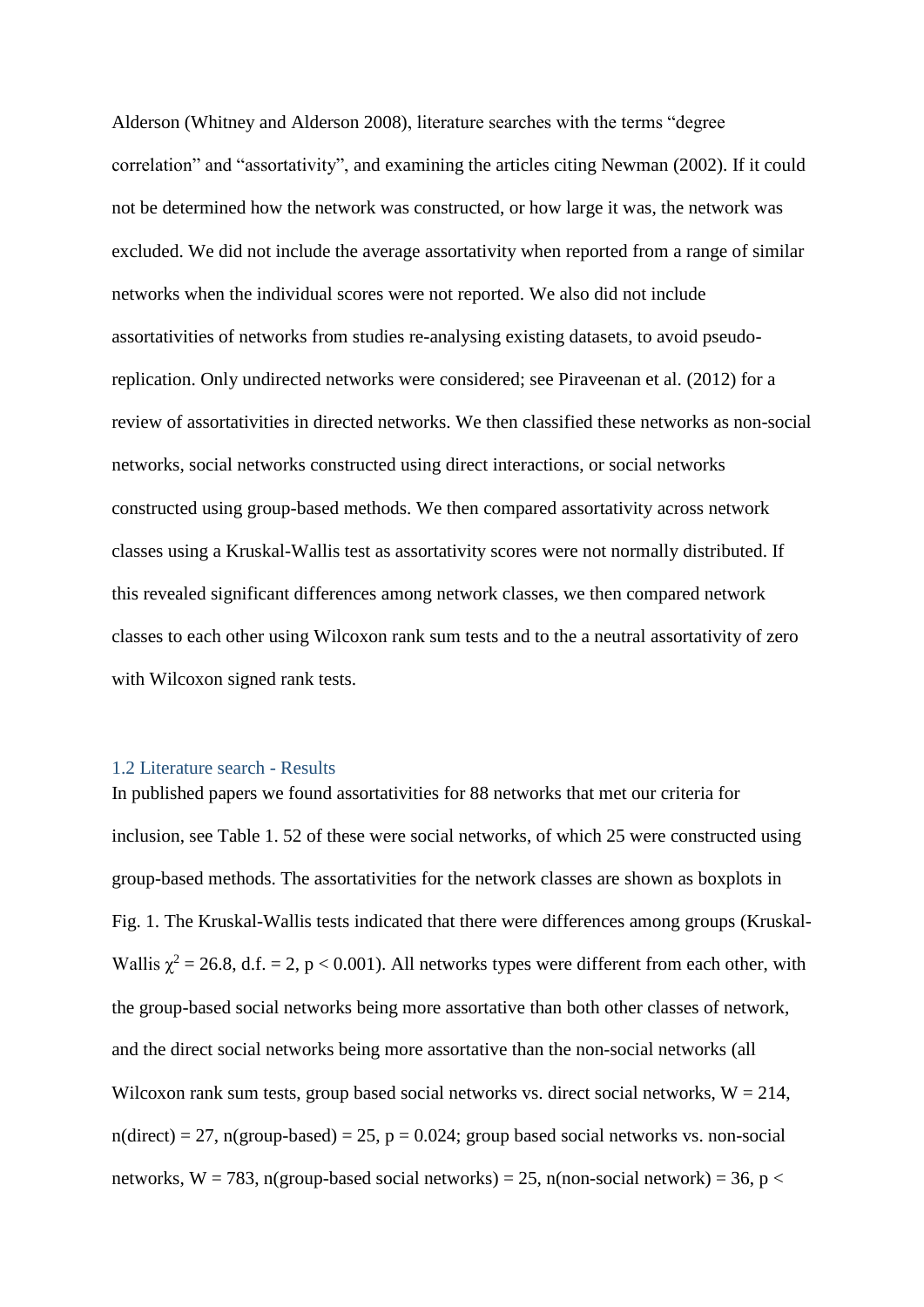Alderson (Whitney and Alderson 2008), literature searches with the terms “degree correlation” and “assortativity”, and examining the articles citing Newman (2002). If it could not be determined how the network was constructed, or how large it was, the network was excluded. We did not include the average assortativity when reported from a range of similar networks when the individual scores were not reported. We also did not include assortativities of networks from studies re-analysing existing datasets, to avoid pseudo-replication. Only undirected networks were considered; see Piraveenan et al. (2012) for a review of assortativities in directed networks. We then classified these networks as non-social networks, social networks constructed using direct interactions, or social networks constructed using group-based methods. We then compared assortativity across network classes using a Kruskal-Wallis test as assortativity scores were not normally distributed. If this revealed significant differences among network classes, we then compared network classes to each other using Wilcoxon rank sum tests and to the a neutral assortativity of zero with Wilcoxon signed rank tests.

### 1.2 Literature search - Results

In published papers we found assortativities for 88 networks that met our criteria for inclusion, see Table 1. 52 of these were social networks, of which 25 were constructed using group-based methods. The assortativities for the network classes are shown as boxplots in Fig. 1. The Kruskal-Wallis tests indicated that there were differences among groups (Kruskal-Wallis $\chi^2 = 26.8$, d.f. = 2, $p < 0.001$). All networks types were different from each other, with the group-based social networks being more assortative than both other classes of network, and the direct social networks being more assortative than the non-social networks (all Wilcoxon rank sum tests, group based social networks vs. direct social networks, $W = 214$, n(direct) = 27, n(group-based) = 25, $p = 0.024$; group based social networks vs. non-social networks, $W = 783$, n(group-based social networks) = 25, n(non-social network) = 36, p <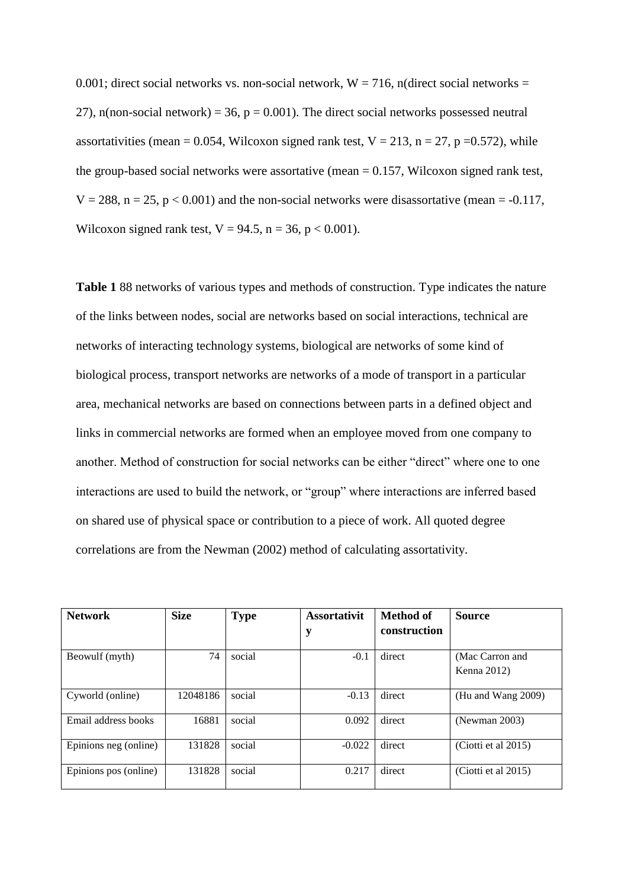0.001; direct social networks vs. non-social network, $W = 716$, n(direct social networks = 27), n(non-social network) = 36, $p = 0.001$). The direct social networks possessed neutral assortativities (mean = 0.054, Wilcoxon signed rank test, $V = 213$, $n = 27$, $p = 0.572$), while the group-based social networks were assortative (mean = 0.157, Wilcoxon signed rank test, $V = 288$, $n = 25$, $p < 0.001$) and the non-social networks were disassortative (mean = -0.117, Wilcoxon signed rank test, $V = 94.5$, $n = 36$, $p < 0.001$).

**Table 1** 88 networks of various types and methods of construction. Type indicates the nature of the links between nodes, social are networks based on social interactions, technical are networks of interacting technology systems, biological are networks of some kind of biological process, transport networks are networks of a mode of transport in a particular area, mechanical networks are based on connections between parts in a defined object and links in commercial networks are formed when an employee moved from one company to another. Method of construction for social networks can be either "direct" where one to one interactions are used to build the network, or "group" where interactions are inferred based on shared use of physical space or contribution to a piece of work. All quoted degree correlations are from the Newman (2002) method of calculating assortativity.

| Network | Size | Type | Assortativity | Method of construction | Source |
|---|---|---|---|---|---|
| Beowulf (myth) | 74 | social | -0.1 | direct | (Mac Carron and Kenna 2012) |
| Cyworld (online) | 12048186 | social | -0.13 | direct | (Hu and Wang 2009) |
| Email address books | 16881 | social | 0.092 | direct | (Newman 2003) |
| Epinions neg (online) | 131828 | social | -0.022 | direct | (Ciotti et al 2015) |
| Epinions pos (online) | 131828 | social | 0.217 | direct | (Ciotti et al 2015) |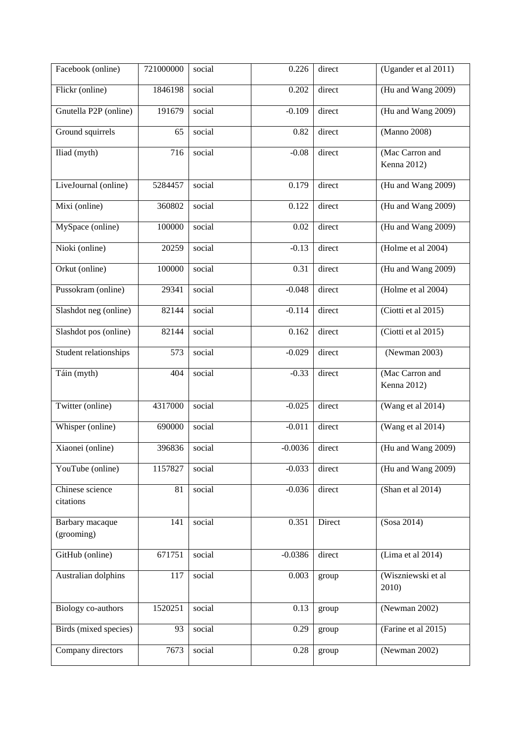| Facebook (online) | 721000000 | social | 0.226 | direct | (Ugander et al 2011) |
|---|---|---|---|---|---|
| Flickr (online) | 1846198 | social | 0.202 | direct | (Hu and Wang 2009) |
| Gnutella P2P (online) | 191679 | social | -0.109 | direct | (Hu and Wang 2009) |
| Ground squirrels | 65 | social | 0.82 | direct | (Manno 2008) |
| Iliad (myth) | 716 | social | -0.08 | direct | (Mac Carron and Kenna 2012) |
| LiveJournal (online) | 5284457 | social | 0.179 | direct | (Hu and Wang 2009) |
| Mixi (online) | 360802 | social | 0.122 | direct | (Hu and Wang 2009) |
| MySpace (online) | 100000 | social | 0.02 | direct | (Hu and Wang 2009) |
| Nioki (online) | 20259 | social | -0.13 | direct | (Holme et al 2004) |
| Orkut (online) | 100000 | social | 0.31 | direct | (Hu and Wang 2009) |
| Pussokram (online) | 29341 | social | -0.048 | direct | (Holme et al 2004) |
| Slashdot neg (online) | 82144 | social | -0.114 | direct | (Ciotti et al 2015) |
| Slashdot pos (online) | 82144 | social | 0.162 | direct | (Ciotti et al 2015) |
| Student relationships | 573 | social | -0.029 | direct | (Newman 2003) |
| Táin (myth) | 404 | social | -0.33 | direct | (Mac Carron and Kenna 2012) |
| Twitter (online) | 4317000 | social | -0.025 | direct | (Wang et al 2014) |
| Whisper (online) | 690000 | social | -0.011 | direct | (Wang et al 2014) |
| Xiaonei (online) | 396836 | social | -0.0036 | direct | (Hu and Wang 2009) |
| YouTube (online) | 1157827 | social | -0.033 | direct | (Hu and Wang 2009) |
| Chinese science citations | 81 | social | -0.036 | direct | (Shan et al 2014) |
| Barbary macaque (grooming) | 141 | social | 0.351 | Direct | (Sosa 2014) |
| GitHub (online) | 671751 | social | -0.0386 | direct | (Lima et al 2014) |
| Australian dolphins | 117 | social | 0.003 | group | (Wiszniewski et al 2010) |
| Biology co-authors | 1520251 | social | 0.13 | group | (Newman 2002) |
| Birds (mixed species) | 93 | social | 0.29 | group | (Farine et al 2015) |
| Company directors | 7673 | social | 0.28 | group | (Newman 2002) |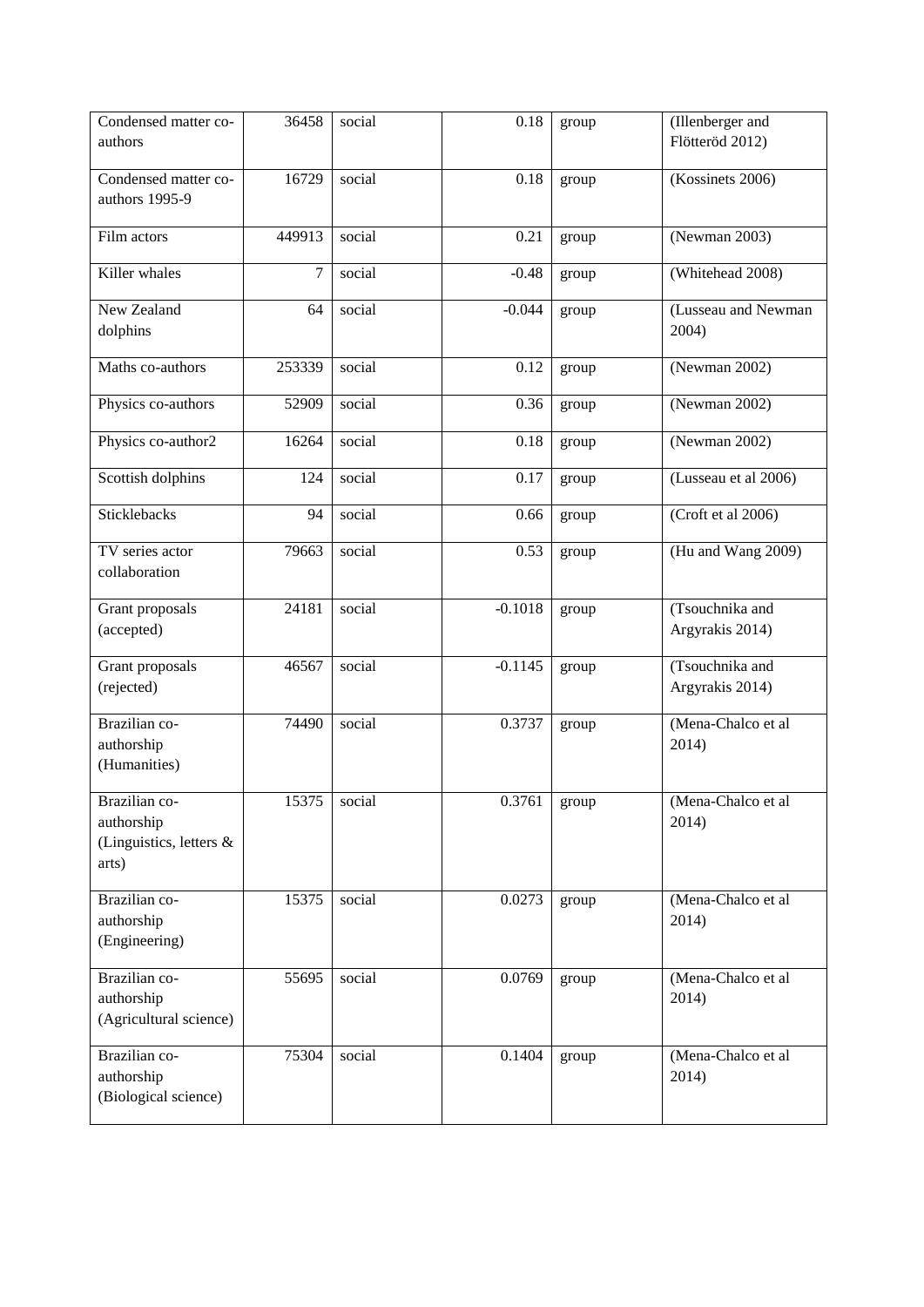| Condensed matter co-authors | 36458 | social | 0.18 | group | (Illenberger and Flötteröd 2012) |
|---|---|---|---|---|---|
| Condensed matter co-authors 1995-9 | 16729 | social | 0.18 | group | (Kossinets 2006) |
| Film actors | 449913 | social | 0.21 | group | (Newman 2003) |
| Killer whales | 7 | social | -0.48 | group | (Whitehead 2008) |
| New Zealand dolphins | 64 | social | -0.044 | group | (Lusseau and Newman 2004) |
| Maths co-authors | 253339 | social | 0.12 | group | (Newman 2002) |
| Physics co-authors | 52909 | social | 0.36 | group | (Newman 2002) |
| Physics co-author2 | 16264 | social | 0.18 | group | (Newman 2002) |
| Scottish dolphins | 124 | social | 0.17 | group | (Lusseau et al 2006) |
| Sticklebacks | 94 | social | 0.66 | group | (Croft et al 2006) |
| TV series actor collaboration | 79663 | social | 0.53 | group | (Hu and Wang 2009) |
| Grant proposals (accepted) | 24181 | social | -0.1018 | group | (Tsouchnika and Argyrakis 2014) |
| Grant proposals (rejected) | 46567 | social | -0.1145 | group | (Tsouchnika and Argyrakis 2014) |
| Brazilian co-authorship (Humanities) | 74490 | social | 0.3737 | group | (Mena-Chalco et al 2014) |
| Brazilian co-authorship (Linguistics, letters & arts) | 15375 | social | 0.3761 | group | (Mena-Chalco et al 2014) |
| Brazilian co-authorship (Engineering) | 15375 | social | 0.0273 | group | (Mena-Chalco et al 2014) |
| Brazilian co-authorship (Agricultural science) | 55695 | social | 0.0769 | group | (Mena-Chalco et al 2014) |
| Brazilian co-authorship (Biological science) | 75304 | social | 0.1404 | group | (Mena-Chalco et al 2014) |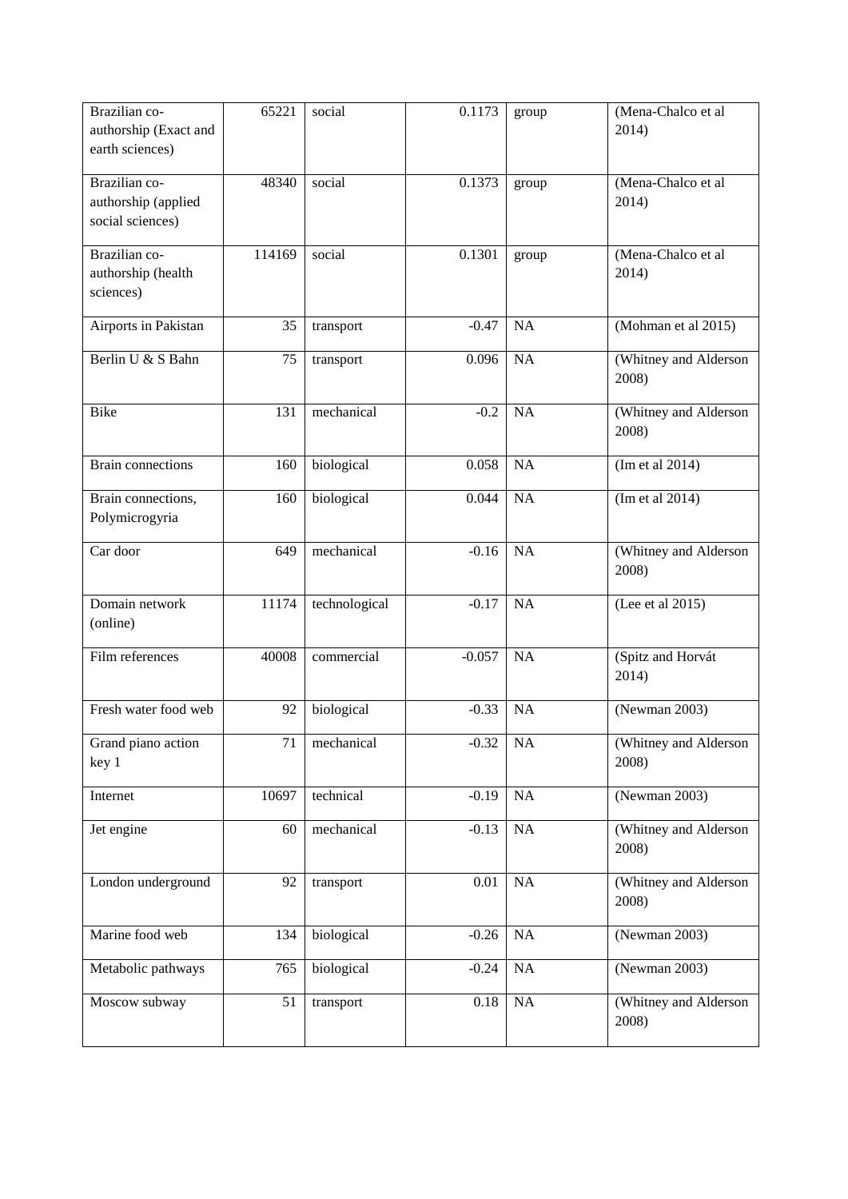| Brazilian co-authorship (Exact and earth sciences) | 65221 | social | 0.1173 | group | (Mena-Chalco et al 2014) |
|---|---|---|---|---|---|
| Brazilian co-authorship (applied social sciences) | 48340 | social | 0.1373 | group | (Mena-Chalco et al 2014) |
| Brazilian co-authorship (health sciences) | 114169 | social | 0.1301 | group | (Mena-Chalco et al 2014) |
| Airports in Pakistan | 35 | transport | -0.47 | NA | (Mohman et al 2015) |
| Berlin U & S Bahn | 75 | transport | 0.096 | NA | (Whitney and Alderson 2008) |
| Bike | 131 | mechanical | -0.2 | NA | (Whitney and Alderson 2008) |
| Brain connections | 160 | biological | 0.058 | NA | (Im et al 2014) |
| Brain connections, Polymicrogyria | 160 | biological | 0.044 | NA | (Im et al 2014) |
| Car door | 649 | mechanical | -0.16 | NA | (Whitney and Alderson 2008) |
| Domain network (online) | 11174 | technological | -0.17 | NA | (Lee et al 2015) |
| Film references | 40008 | commercial | -0.057 | NA | (Spitz and Horvát 2014) |
| Fresh water food web | 92 | biological | -0.33 | NA | (Newman 2003) |
| Grand piano action key 1 | 71 | mechanical | -0.32 | NA | (Whitney and Alderson 2008) |
| Internet | 10697 | technical | -0.19 | NA | (Newman 2003) |
| Jet engine | 60 | mechanical | -0.13 | NA | (Whitney and Alderson 2008) |
| London underground | 92 | transport | 0.01 | NA | (Whitney and Alderson 2008) |
| Marine food web | 134 | biological | -0.26 | NA | (Newman 2003) |
| Metabolic pathways | 765 | biological | -0.24 | NA | (Newman 2003) |
| Moscow subway | 51 | transport | 0.18 | NA | (Whitney and Alderson 2008) |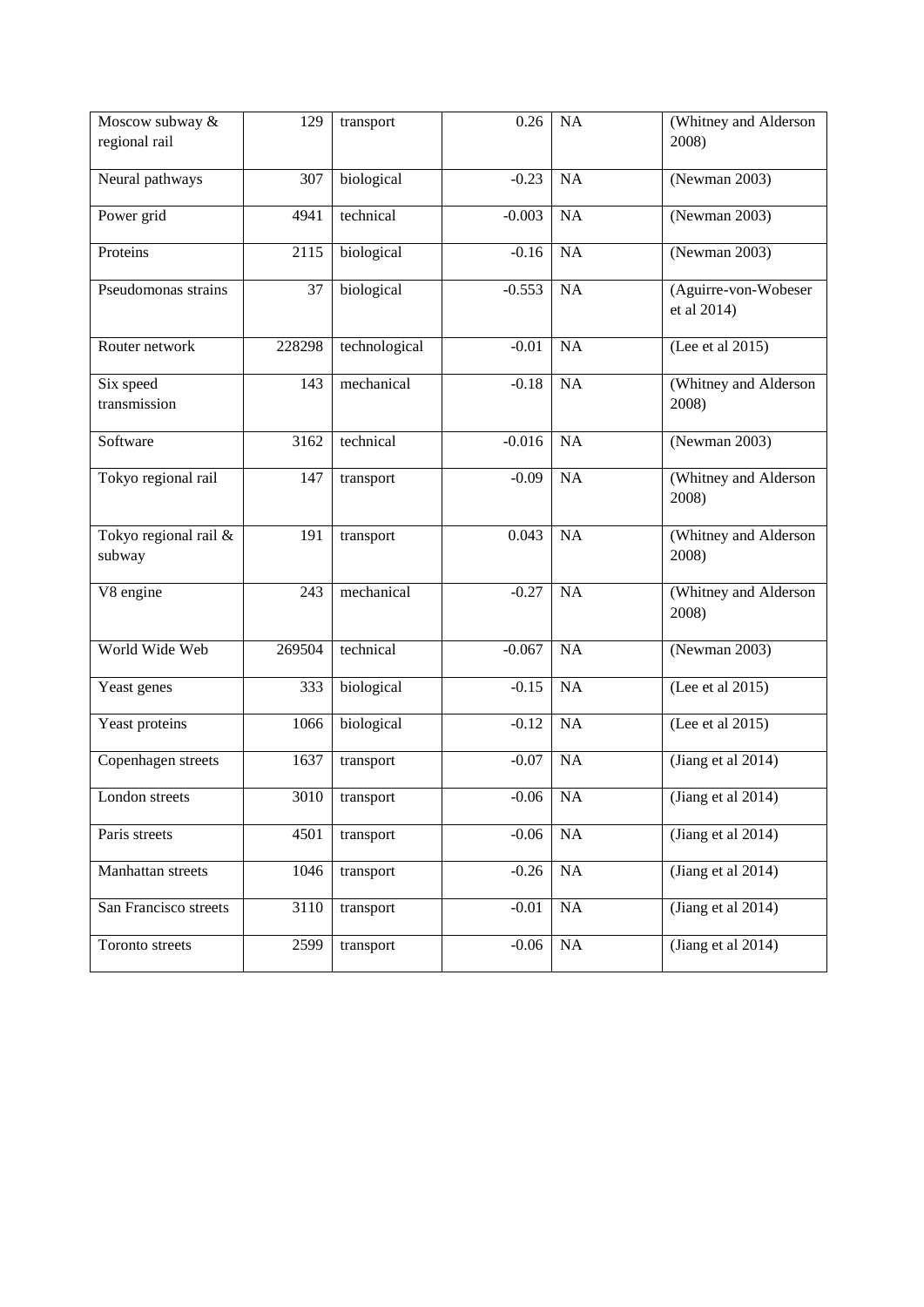| | | | | | |
|---|---|---|---|---|---|
| Moscow subway & regional rail | 129 | transport | 0.26 | NA | (Whitney and Alderson 2008) |
| Neural pathways | 307 | biological | -0.23 | NA | (Newman 2003) |
| Power grid | 4941 | technical | -0.003 | NA | (Newman 2003) |
| Proteins | 2115 | biological | -0.16 | NA | (Newman 2003) |
| Pseudomonas strains | 37 | biological | -0.553 | NA | (Aguirre-von-Wobeser et al 2014) |
| Router network | 228298 | technological | -0.01 | NA | (Lee et al 2015) |
| Six speed transmission | 143 | mechanical | -0.18 | NA | (Whitney and Alderson 2008) |
| Software | 3162 | technical | -0.016 | NA | (Newman 2003) |
| Tokyo regional rail | 147 | transport | -0.09 | NA | (Whitney and Alderson 2008) |
| Tokyo regional rail & subway | 191 | transport | 0.043 | NA | (Whitney and Alderson 2008) |
| V8 engine | 243 | mechanical | -0.27 | NA | (Whitney and Alderson 2008) |
| World Wide Web | 269504 | technical | -0.067 | NA | (Newman 2003) |
| Yeast genes | 333 | biological | -0.15 | NA | (Lee et al 2015) |
| Yeast proteins | 1066 | biological | -0.12 | NA | (Lee et al 2015) |
| Copenhagen streets | 1637 | transport | -0.07 | NA | (Jiang et al 2014) |
| London streets | 3010 | transport | -0.06 | NA | (Jiang et al 2014) |
| Paris streets | 4501 | transport | -0.06 | NA | (Jiang et al 2014) |
| Manhattan streets | 1046 | transport | -0.26 | NA | (Jiang et al 2014) |
| San Francisco streets | 3110 | transport | -0.01 | NA | (Jiang et al 2014) |
| Toronto streets | 2599 | transport | -0.06 | NA | (Jiang et al 2014) |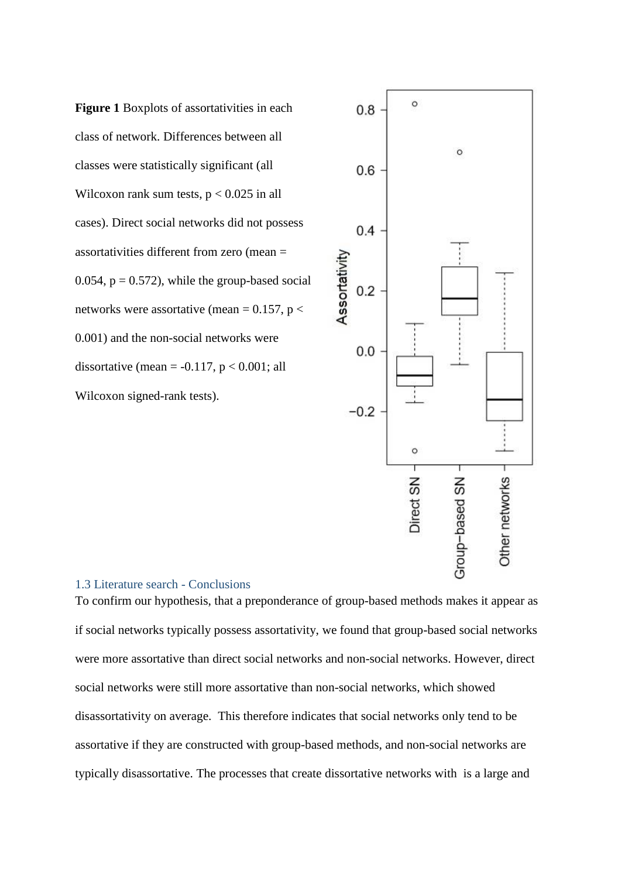**Figure 1** Boxplots of assortativities in each class of network. Differences between all classes were statistically significant (all Wilcoxon rank sum tests, $p < 0.025$ in all cases). Direct social networks did not possess assortativities different from zero (mean = 0.054, $p = 0.572$), while the group-based social networks were assortative (mean = 0.157, $p < 0.001$) and the non-social networks were dissortative (mean = -0.117, $p < 0.001$; all Wilcoxon signed-rank tests).

### 1.3 Literature search - Conclusions

To confirm our hypothesis, that a preponderance of group-based methods makes it appear as if social networks typically possess assortativity, we found that group-based social networks were more assortative than direct social networks and non-social networks. However, direct social networks were still more assortative than non-social networks, which showed disassortativity on average. This therefore indicates that social networks only tend to be assortative if they are constructed with group-based methods, and non-social networks are typically disassortative. The processes that create dissortative networks with is a large and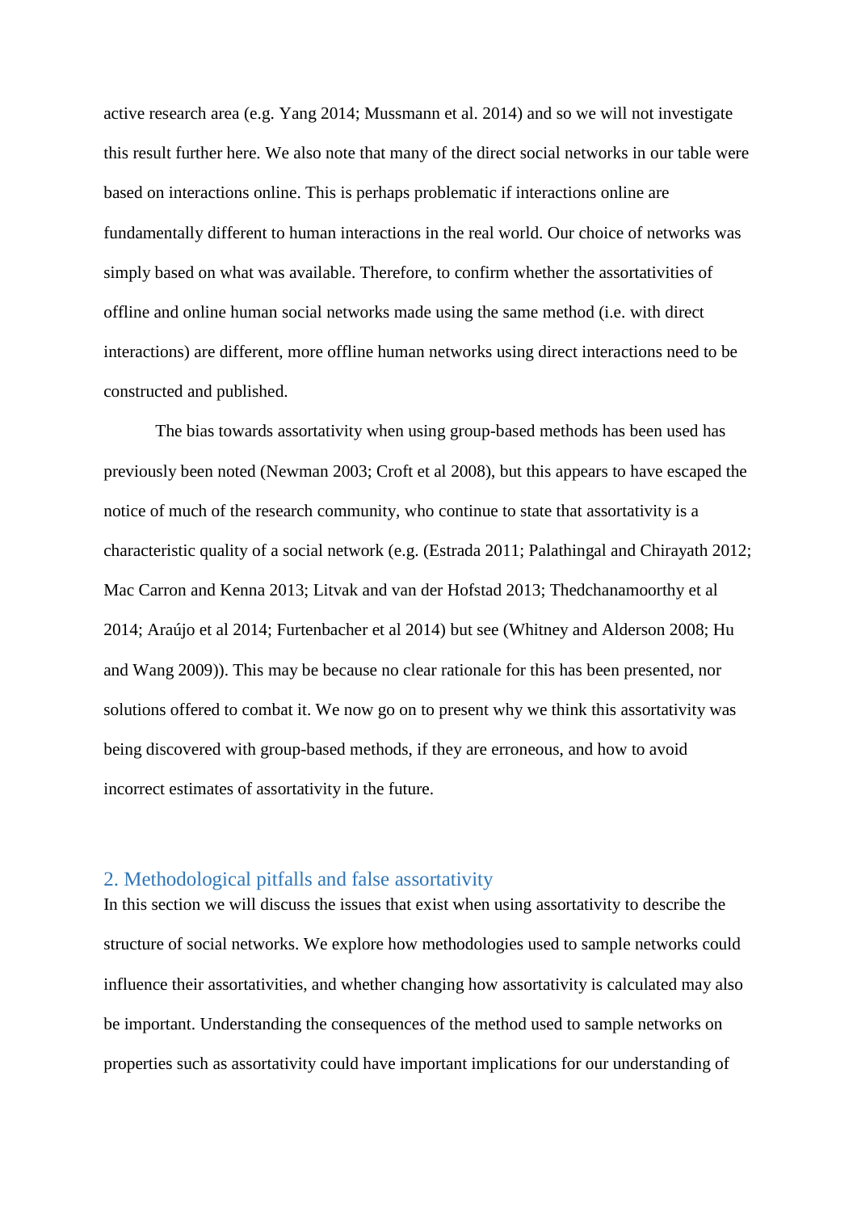active research area (e.g. Yang 2014; Mussmann et al. 2014) and so we will not investigate this result further here. We also note that many of the direct social networks in our table were based on interactions online. This is perhaps problematic if interactions online are fundamentally different to human interactions in the real world. Our choice of networks was simply based on what was available. Therefore, to confirm whether the assortativities of offline and online human social networks made using the same method (i.e. with direct interactions) are different, more offline human networks using direct interactions need to be constructed and published.

The bias towards assortativity when using group-based methods has been used has previously been noted (Newman 2003; Croft et al 2008), but this appears to have escaped the notice of much of the research community, who continue to state that assortativity is a characteristic quality of a social network (e.g. (Estrada 2011; Palathingal and Chirayath 2012; Mac Carron and Kenna 2013; Litvak and van der Hofstad 2013; Thedchanamoorthy et al 2014; Araújo et al 2014; Furtenbacher et al 2014) but see (Whitney and Alderson 2008; Hu and Wang 2009)). This may be because no clear rationale for this has been presented, nor solutions offered to combat it. We now go on to present why we think this assortativity was being discovered with group-based methods, if they are erroneous, and how to avoid incorrect estimates of assortativity in the future.

## 2. Methodological pitfalls and false assortativity

In this section we will discuss the issues that exist when using assortativity to describe the structure of social networks. We explore how methodologies used to sample networks could influence their assortativities, and whether changing how assortativity is calculated may also be important. Understanding the consequences of the method used to sample networks on properties such as assortativity could have important implications for our understanding of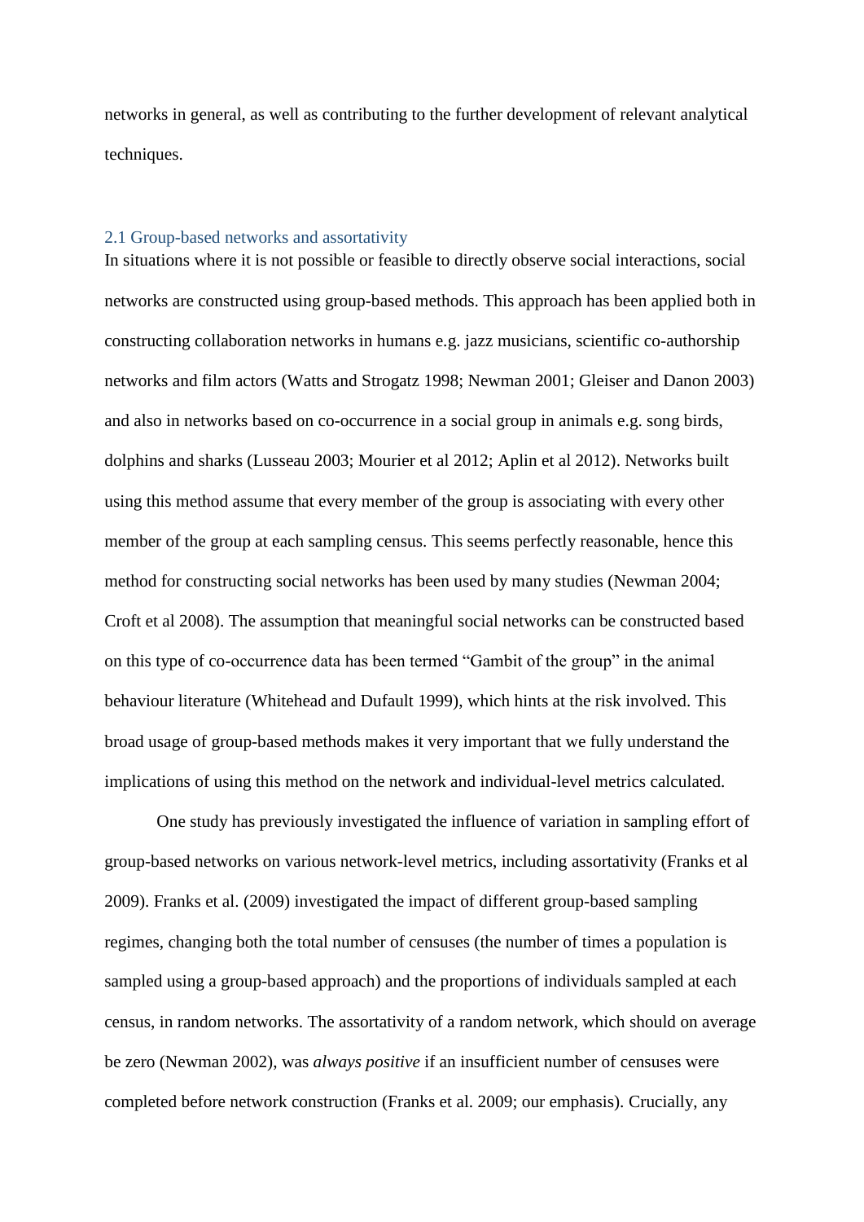networks in general, as well as contributing to the further development of relevant analytical techniques.

### 2.1 Group-based networks and assortativity

In situations where it is not possible or feasible to directly observe social interactions, social networks are constructed using group-based methods. This approach has been applied both in constructing collaboration networks in humans e.g. jazz musicians, scientific co-authorship networks and film actors (Watts and Strogatz 1998; Newman 2001; Gleiser and Danon 2003) and also in networks based on co-occurrence in a social group in animals e.g. song birds, dolphins and sharks (Lusseau 2003; Mourier et al 2012; Aplin et al 2012). Networks built using this method assume that every member of the group is associating with every other member of the group at each sampling census. This seems perfectly reasonable, hence this method for constructing social networks has been used by many studies (Newman 2004; Croft et al 2008). The assumption that meaningful social networks can be constructed based on this type of co-occurrence data has been termed "Gambit of the group" in the animal behaviour literature (Whitehead and Dufault 1999), which hints at the risk involved. This broad usage of group-based methods makes it very important that we fully understand the implications of using this method on the network and individual-level metrics calculated.

One study has previously investigated the influence of variation in sampling effort of group-based networks on various network-level metrics, including assortativity (Franks et al 2009). Franks et al. (2009) investigated the impact of different group-based sampling regimes, changing both the total number of censuses (the number of times a population is sampled using a group-based approach) and the proportions of individuals sampled at each census, in random networks. The assortativity of a random network, which should on average be zero (Newman 2002), was *always positive* if an insufficient number of censuses were completed before network construction (Franks et al. 2009; our emphasis). Crucially, any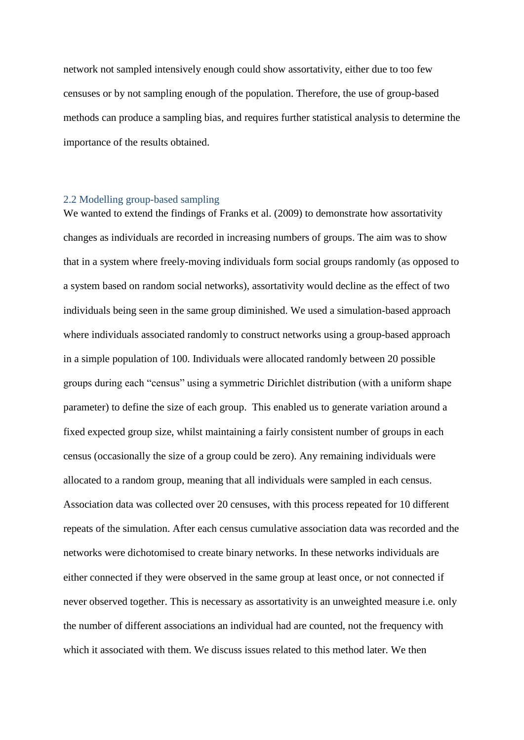network not sampled intensively enough could show assortativity, either due to too few censuses or by not sampling enough of the population. Therefore, the use of group-based methods can produce a sampling bias, and requires further statistical analysis to determine the importance of the results obtained.

### 2.2 Modelling group-based sampling

We wanted to extend the findings of Franks et al. (2009) to demonstrate how assortativity changes as individuals are recorded in increasing numbers of groups. The aim was to show that in a system where freely-moving individuals form social groups randomly (as opposed to a system based on random social networks), assortativity would decline as the effect of two individuals being seen in the same group diminished. We used a simulation-based approach where individuals associated randomly to construct networks using a group-based approach in a simple population of 100. Individuals were allocated randomly between 20 possible groups during each "census" using a symmetric Dirichlet distribution (with a uniform shape parameter) to define the size of each group. This enabled us to generate variation around a fixed expected group size, whilst maintaining a fairly consistent number of groups in each census (occasionally the size of a group could be zero). Any remaining individuals were allocated to a random group, meaning that all individuals were sampled in each census. Association data was collected over 20 censuses, with this process repeated for 10 different repeats of the simulation. After each census cumulative association data was recorded and the networks were dichotomised to create binary networks. In these networks individuals are either connected if they were observed in the same group at least once, or not connected if never observed together. This is necessary as assortativity is an unweighted measure i.e. only the number of different associations an individual had are counted, not the frequency with which it associated with them. We discuss issues related to this method later. We then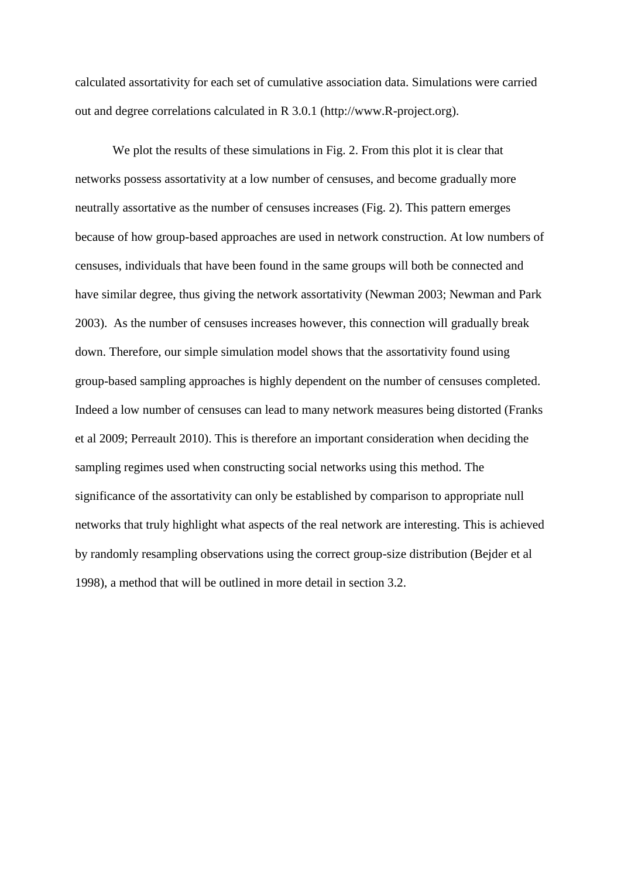calculated assortativity for each set of cumulative association data. Simulations were carried out and degree correlations calculated in R 3.0.1 (http://www.R-project.org).

We plot the results of these simulations in Fig. 2. From this plot it is clear that networks possess assortativity at a low number of censuses, and become gradually more neutrally assortative as the number of censuses increases (Fig. 2). This pattern emerges because of how group-based approaches are used in network construction. At low numbers of censuses, individuals that have been found in the same groups will both be connected and have similar degree, thus giving the network assortativity (Newman 2003; Newman and Park 2003). As the number of censuses increases however, this connection will gradually break down. Therefore, our simple simulation model shows that the assortativity found using group-based sampling approaches is highly dependent on the number of censuses completed. Indeed a low number of censuses can lead to many network measures being distorted (Franks et al 2009; Perreault 2010). This is therefore an important consideration when deciding the sampling regimes used when constructing social networks using this method. The significance of the assortativity can only be established by comparison to appropriate null networks that truly highlight what aspects of the real network are interesting. This is achieved by randomly resampling observations using the correct group-size distribution (Bejder et al 1998), a method that will be outlined in more detail in section 3.2.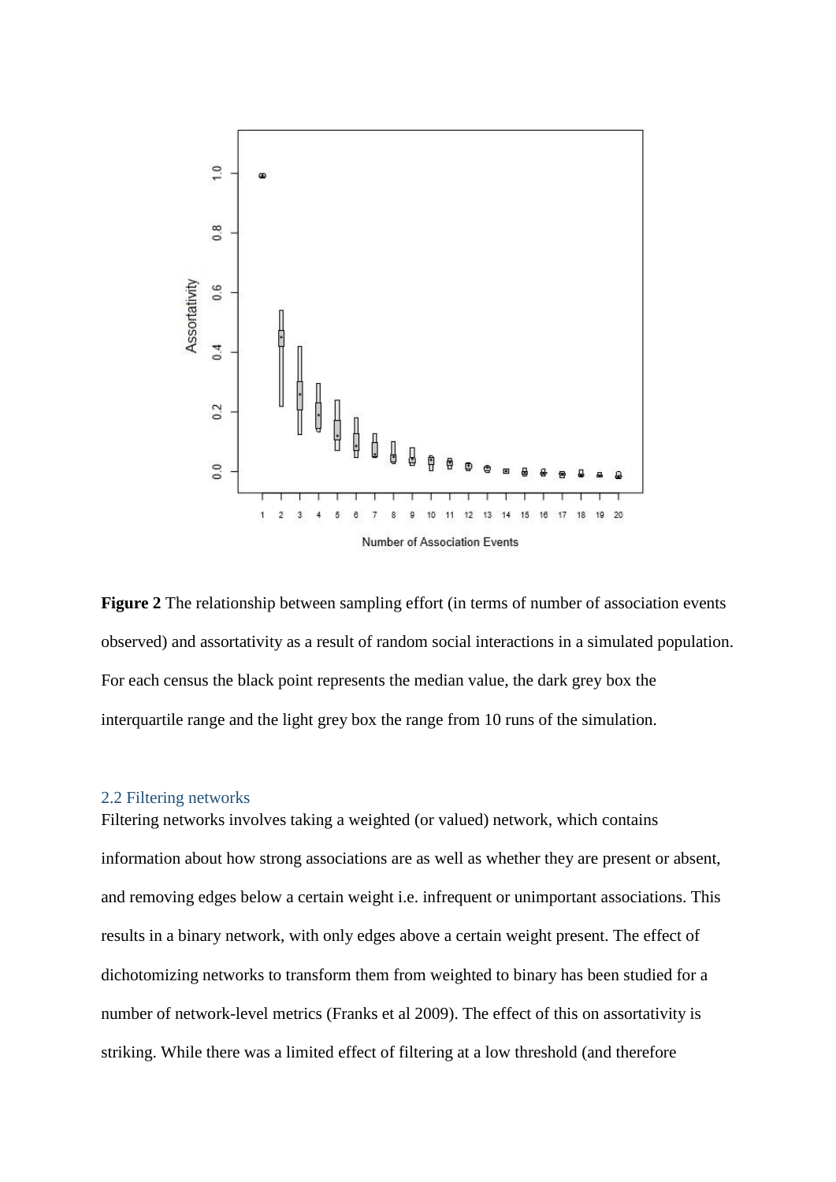**Figure 2** The relationship between sampling effort (in terms of number of association events observed) and assortativity as a result of random social interactions in a simulated population. For each census the black point represents the median value, the dark grey box the interquartile range and the light grey box the range from 10 runs of the simulation.

### 2.2 Filtering networks

Filtering networks involves taking a weighted (or valued) network, which contains information about how strong associations are as well as whether they are present or absent, and removing edges below a certain weight i.e. infrequent or unimportant associations. This results in a binary network, with only edges above a certain weight present. The effect of dichotomizing networks to transform them from weighted to binary has been studied for a number of network-level metrics (Franks et al 2009). The effect of this on assortativity is striking. While there was a limited effect of filtering at a low threshold (and therefore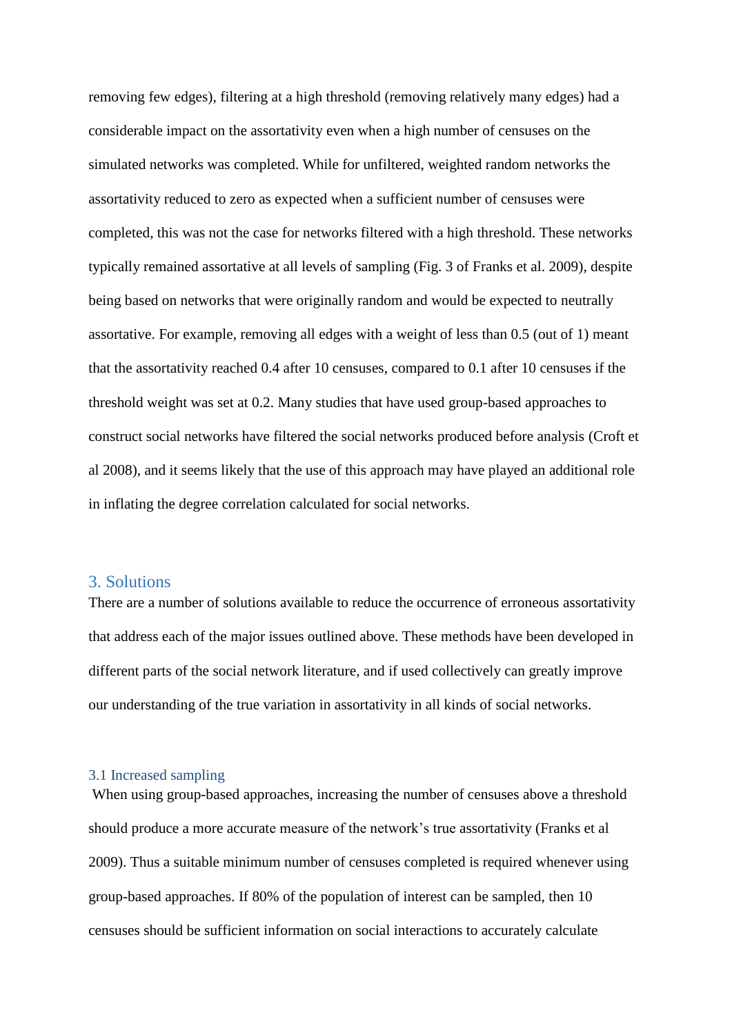removing few edges), filtering at a high threshold (removing relatively many edges) had a considerable impact on the assortativity even when a high number of censuses on the simulated networks was completed. While for unfiltered, weighted random networks the assortativity reduced to zero as expected when a sufficient number of censuses were completed, this was not the case for networks filtered with a high threshold. These networks typically remained assortative at all levels of sampling (Fig. 3 of Franks et al. 2009), despite being based on networks that were originally random and would be expected to neutrally assortative. For example, removing all edges with a weight of less than 0.5 (out of 1) meant that the assortativity reached 0.4 after 10 censuses, compared to 0.1 after 10 censuses if the threshold weight was set at 0.2. Many studies that have used group-based approaches to construct social networks have filtered the social networks produced before analysis (Croft et al 2008), and it seems likely that the use of this approach may have played an additional role in inflating the degree correlation calculated for social networks.

## 3. Solutions

There are a number of solutions available to reduce the occurrence of erroneous assortativity that address each of the major issues outlined above. These methods have been developed in different parts of the social network literature, and if used collectively can greatly improve our understanding of the true variation in assortativity in all kinds of social networks.

### 3.1 Increased sampling

When using group-based approaches, increasing the number of censuses above a threshold should produce a more accurate measure of the network's true assortativity (Franks et al 2009). Thus a suitable minimum number of censuses completed is required whenever using group-based approaches. If 80% of the population of interest can be sampled, then 10 censuses should be sufficient information on social interactions to accurately calculate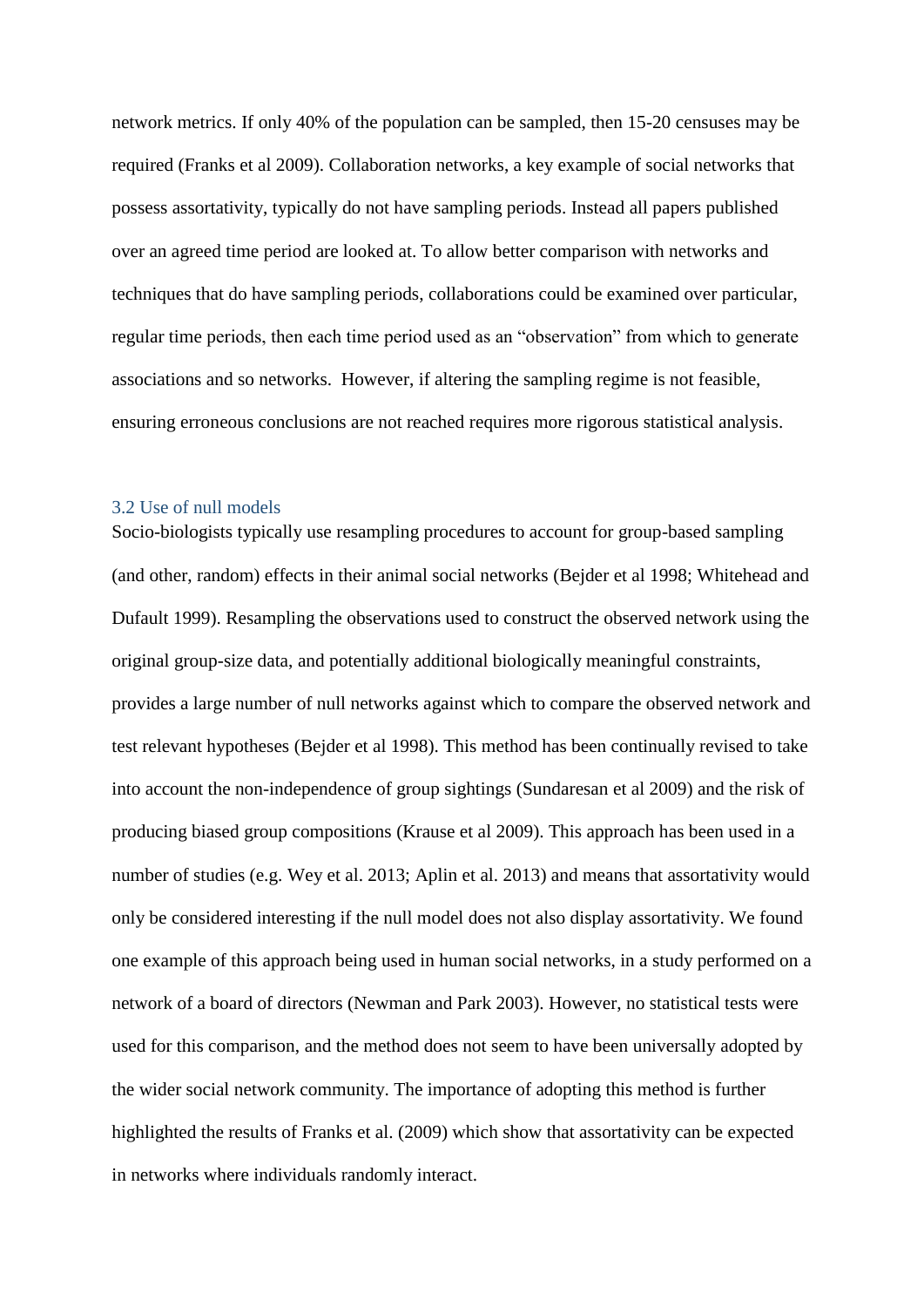network metrics. If only 40% of the population can be sampled, then 15-20 censuses may be required (Franks et al 2009). Collaboration networks, a key example of social networks that possess assortativity, typically do not have sampling periods. Instead all papers published over an agreed time period are looked at. To allow better comparison with networks and techniques that do have sampling periods, collaborations could be examined over particular, regular time periods, then each time period used as an "observation" from which to generate associations and so networks. However, if altering the sampling regime is not feasible, ensuring erroneous conclusions are not reached requires more rigorous statistical analysis.

### 3.2 Use of null models

Socio-biologists typically use resampling procedures to account for group-based sampling (and other, random) effects in their animal social networks (Bejder et al 1998; Whitehead and Dufault 1999). Resampling the observations used to construct the observed network using the original group-size data, and potentially additional biologically meaningful constraints, provides a large number of null networks against which to compare the observed network and test relevant hypotheses (Bejder et al 1998). This method has been continually revised to take into account the non-independence of group sightings (Sundaresan et al 2009) and the risk of producing biased group compositions (Krause et al 2009). This approach has been used in a number of studies (e.g. Wey et al. 2013; Aplin et al. 2013) and means that assortativity would only be considered interesting if the null model does not also display assortativity. We found one example of this approach being used in human social networks, in a study performed on a network of a board of directors (Newman and Park 2003). However, no statistical tests were used for this comparison, and the method does not seem to have been universally adopted by the wider social network community. The importance of adopting this method is further highlighted the results of Franks et al. (2009) which show that assortativity can be expected in networks where individuals randomly interact.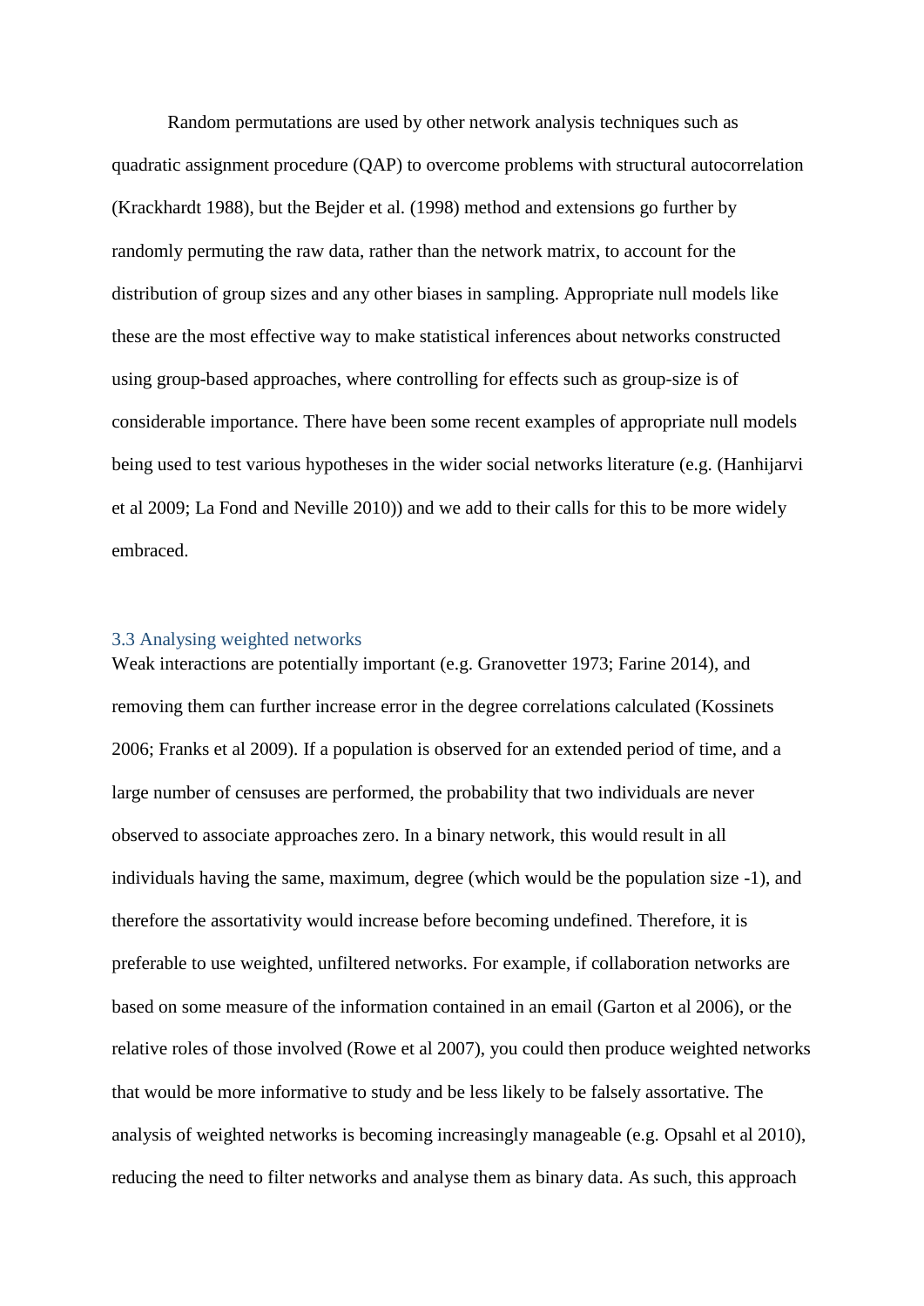Random permutations are used by other network analysis techniques such as quadratic assignment procedure (QAP) to overcome problems with structural autocorrelation (Krackhardt 1988), but the Bejder et al. (1998) method and extensions go further by randomly permuting the raw data, rather than the network matrix, to account for the distribution of group sizes and any other biases in sampling. Appropriate null models like these are the most effective way to make statistical inferences about networks constructed using group-based approaches, where controlling for effects such as group-size is of considerable importance. There have been some recent examples of appropriate null models being used to test various hypotheses in the wider social networks literature (e.g. (Hanhijarvi et al 2009; La Fond and Neville 2010)) and we add to their calls for this to be more widely embraced.

### 3.3 Analysing weighted networks

Weak interactions are potentially important (e.g. Granovetter 1973; Farine 2014), and removing them can further increase error in the degree correlations calculated (Kossinets 2006; Franks et al 2009). If a population is observed for an extended period of time, and a large number of censuses are performed, the probability that two individuals are never observed to associate approaches zero. In a binary network, this would result in all individuals having the same, maximum, degree (which would be the population size -1), and therefore the assortativity would increase before becoming undefined. Therefore, it is preferable to use weighted, unfiltered networks. For example, if collaboration networks are based on some measure of the information contained in an email (Garton et al 2006), or the relative roles of those involved (Rowe et al 2007), you could then produce weighted networks that would be more informative to study and be less likely to be falsely assortative. The analysis of weighted networks is becoming increasingly manageable (e.g. Opsahl et al 2010), reducing the need to filter networks and analyse them as binary data. As such, this approach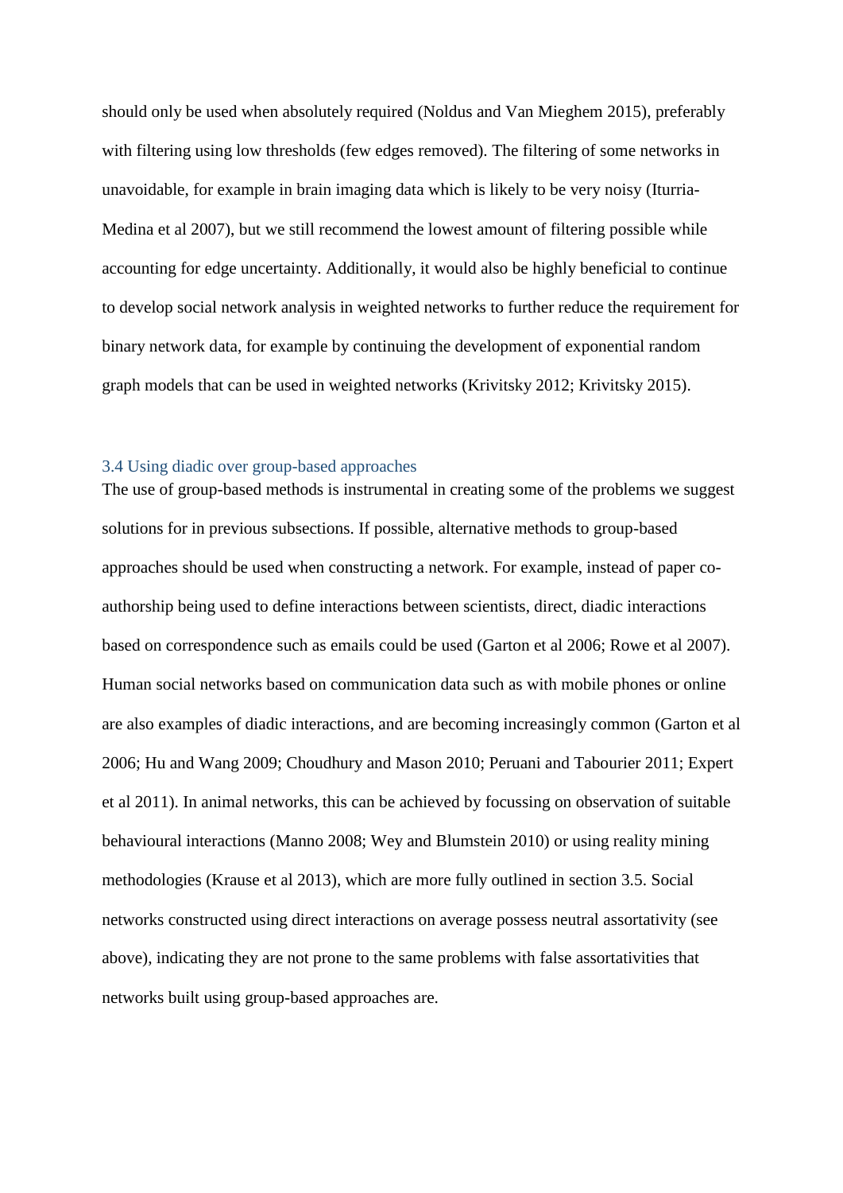should only be used when absolutely required (Noldus and Van Mieghem 2015), preferably with filtering using low thresholds (few edges removed). The filtering of some networks in unavoidable, for example in brain imaging data which is likely to be very noisy (Iturria-Medina et al 2007), but we still recommend the lowest amount of filtering possible while accounting for edge uncertainty. Additionally, it would also be highly beneficial to continue to develop social network analysis in weighted networks to further reduce the requirement for binary network data, for example by continuing the development of exponential random graph models that can be used in weighted networks (Krivitsky 2012; Krivitsky 2015).

### 3.4 Using diadic over group-based approaches

The use of group-based methods is instrumental in creating some of the problems we suggest solutions for in previous subsections. If possible, alternative methods to group-based approaches should be used when constructing a network. For example, instead of paper co-authorship being used to define interactions between scientists, direct, diadic interactions based on correspondence such as emails could be used (Garton et al 2006; Rowe et al 2007). Human social networks based on communication data such as with mobile phones or online are also examples of diadic interactions, and are becoming increasingly common (Garton et al 2006; Hu and Wang 2009; Choudhury and Mason 2010; Peruani and Tabourier 2011; Expert et al 2011). In animal networks, this can be achieved by focussing on observation of suitable behavioural interactions (Manno 2008; Wey and Blumstein 2010) or using reality mining methodologies (Krause et al 2013), which are more fully outlined in section 3.5. Social networks constructed using direct interactions on average possess neutral assortativity (see above), indicating they are not prone to the same problems with false assortativities that networks built using group-based approaches are.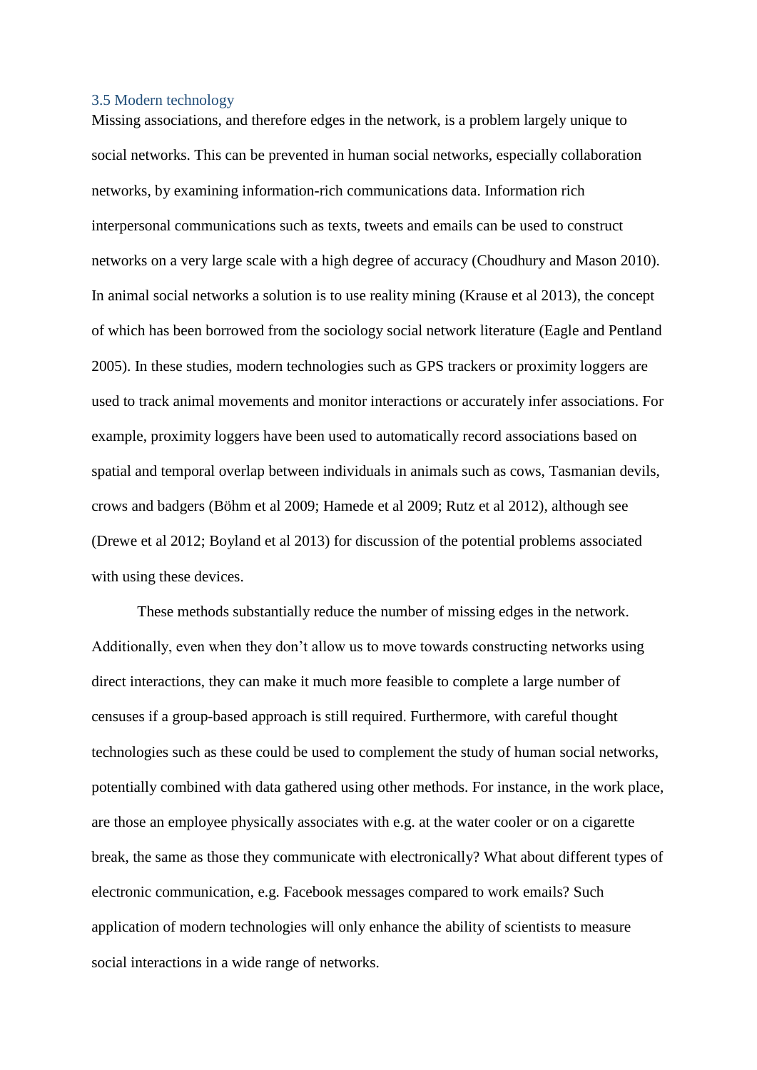### 3.5 Modern technology

Missing associations, and therefore edges in the network, is a problem largely unique to social networks. This can be prevented in human social networks, especially collaboration networks, by examining information-rich communications data. Information rich interpersonal communications such as texts, tweets and emails can be used to construct networks on a very large scale with a high degree of accuracy (Choudhury and Mason 2010). In animal social networks a solution is to use reality mining (Krause et al 2013), the concept of which has been borrowed from the sociology social network literature (Eagle and Pentland 2005). In these studies, modern technologies such as GPS trackers or proximity loggers are used to track animal movements and monitor interactions or accurately infer associations. For example, proximity loggers have been used to automatically record associations based on spatial and temporal overlap between individuals in animals such as cows, Tasmanian devils, crows and badgers (Böhm et al 2009; Hamede et al 2009; Rutz et al 2012), although see (Drewe et al 2012; Boyland et al 2013) for discussion of the potential problems associated with using these devices.

These methods substantially reduce the number of missing edges in the network. Additionally, even when they don't allow us to move towards constructing networks using direct interactions, they can make it much more feasible to complete a large number of censuses if a group-based approach is still required. Furthermore, with careful thought technologies such as these could be used to complement the study of human social networks, potentially combined with data gathered using other methods. For instance, in the work place, are those an employee physically associates with e.g. at the water cooler or on a cigarette break, the same as those they communicate with electronically? What about different types of electronic communication, e.g. Facebook messages compared to work emails? Such application of modern technologies will only enhance the ability of scientists to measure social interactions in a wide range of networks.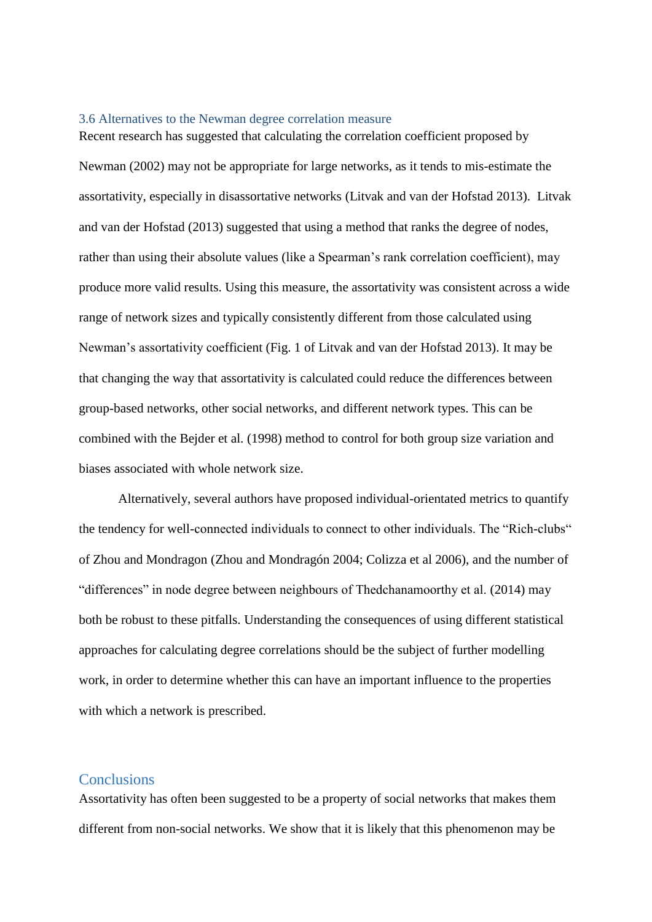### 3.6 Alternatives to the Newman degree correlation measure

Recent research has suggested that calculating the correlation coefficient proposed by Newman (2002) may not be appropriate for large networks, as it tends to mis-estimate the assortativity, especially in disassortative networks (Litvak and van der Hofstad 2013). Litvak and van der Hofstad (2013) suggested that using a method that ranks the degree of nodes, rather than using their absolute values (like a Spearman's rank correlation coefficient), may produce more valid results. Using this measure, the assortativity was consistent across a wide range of network sizes and typically consistently different from those calculated using Newman's assortativity coefficient (Fig. 1 of Litvak and van der Hofstad 2013). It may be that changing the way that assortativity is calculated could reduce the differences between group-based networks, other social networks, and different network types. This can be combined with the Bejder et al. (1998) method to control for both group size variation and biases associated with whole network size.

Alternatively, several authors have proposed individual-orientated metrics to quantify the tendency for well-connected individuals to connect to other individuals. The "Rich-clubs" of Zhou and Mondragon (Zhou and Mondragón 2004; Colizza et al 2006), and the number of "differences" in node degree between neighbours of Thedchanamoorthy et al. (2014) may both be robust to these pitfalls. Understanding the consequences of using different statistical approaches for calculating degree correlations should be the subject of further modelling work, in order to determine whether this can have an important influence to the properties with which a network is prescribed.

## Conclusions

Assortativity has often been suggested to be a property of social networks that makes them different from non-social networks. We show that it is likely that this phenomenon may be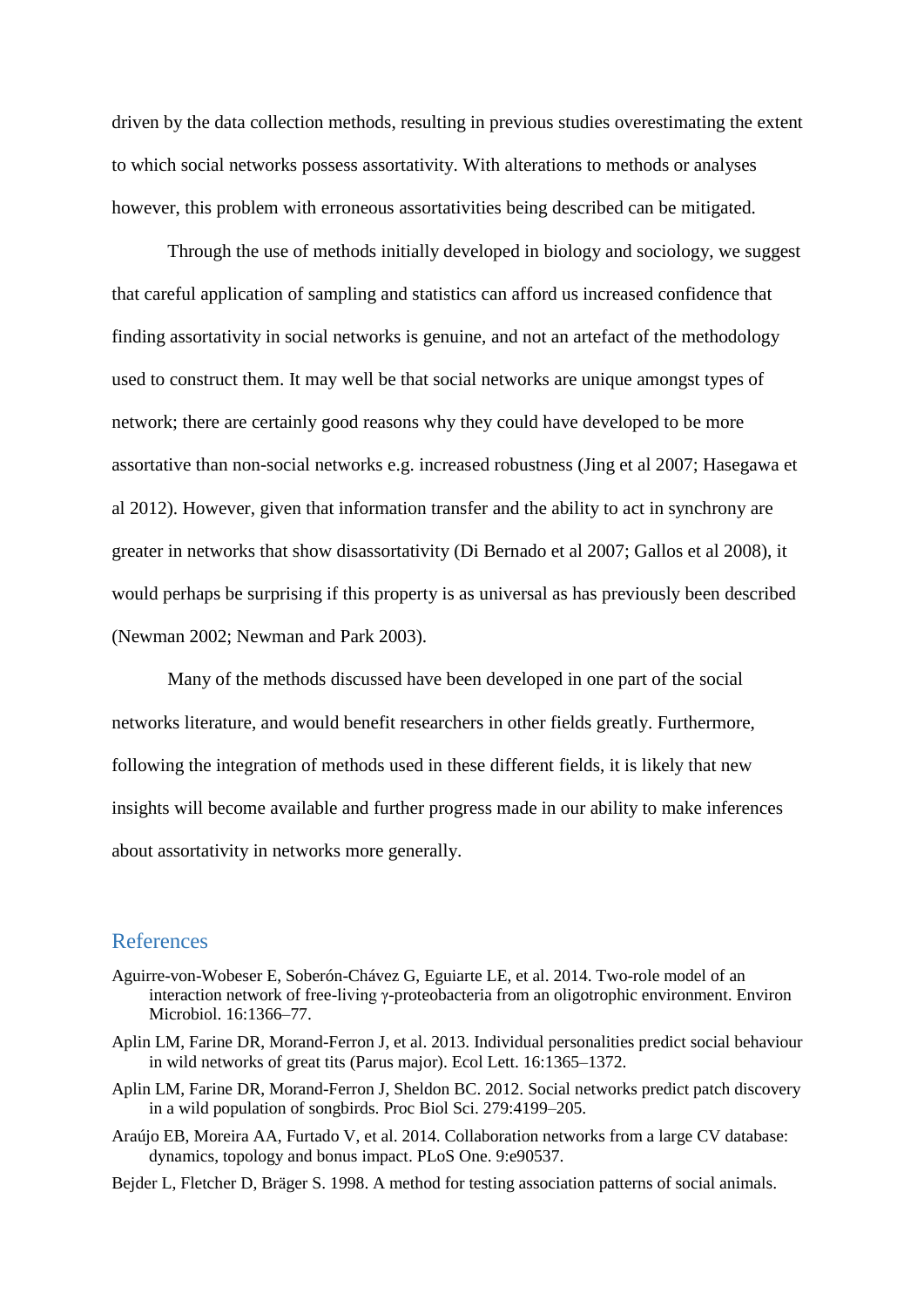driven by the data collection methods, resulting in previous studies overestimating the extent to which social networks possess assortativity. With alterations to methods or analyses however, this problem with erroneous assortativities being described can be mitigated.

Through the use of methods initially developed in biology and sociology, we suggest that careful application of sampling and statistics can afford us increased confidence that finding assortativity in social networks is genuine, and not an artefact of the methodology used to construct them. It may well be that social networks are unique amongst types of network; there are certainly good reasons why they could have developed to be more assortative than non-social networks e.g. increased robustness (Jing et al 2007; Hasegawa et al 2012). However, given that information transfer and the ability to act in synchrony are greater in networks that show disassortativity (Di Bernado et al 2007; Gallos et al 2008), it would perhaps be surprising if this property is as universal as has previously been described (Newman 2002; Newman and Park 2003).

Many of the methods discussed have been developed in one part of the social networks literature, and would benefit researchers in other fields greatly. Furthermore, following the integration of methods used in these different fields, it is likely that new insights will become available and further progress made in our ability to make inferences about assortativity in networks more generally.

## References

Aguirre-von-Wobeser E, Soberón-Chávez G, Eguiarte LE, et al. 2014. Two-role model of an interaction network of free-living γ-proteobacteria from an oligotrophic environment. Environ Microbiol. 16:1366–77.

Aplin LM, Farine DR, Morand-Ferron J, et al. 2013. Individual personalities predict social behaviour in wild networks of great tits (Parus major). Ecol Lett. 16:1365–1372.

Aplin LM, Farine DR, Morand-Ferron J, Sheldon BC. 2012. Social networks predict patch discovery in a wild population of songbirds. Proc Biol Sci. 279:4199–205.

Araújo EB, Moreira AA, Furtado V, et al. 2014. Collaboration networks from a large CV database: dynamics, topology and bonus impact. PLoS One. 9:e90537.

Bejder L, Fletcher D, Bräger S. 1998. A method for testing association patterns of social animals.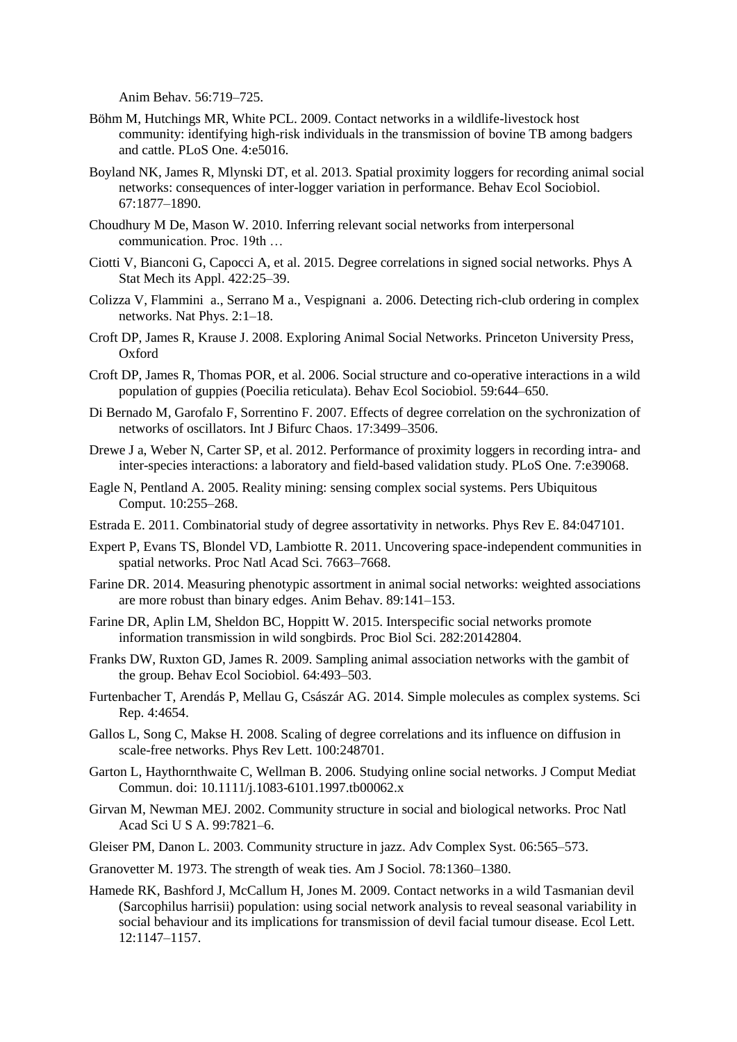Anim Behav. 56:719–725.

Böhm M, Hutchings MR, White PCL. 2009. Contact networks in a wildlife-livestock host community: identifying high-risk individuals in the transmission of bovine TB among badgers and cattle. PLoS One. 4:e5016.

Boyland NK, James R, Mlynski DT, et al. 2013. Spatial proximity loggers for recording animal social networks: consequences of inter-logger variation in performance. Behav Ecol Sociobiol. 67:1877–1890.

Choudhury M De, Mason W. 2010. Inferring relevant social networks from interpersonal communication. Proc. 19th …

Ciotti V, Bianconi G, Capocci A, et al. 2015. Degree correlations in signed social networks. Phys A Stat Mech its Appl. 422:25–39.

Colizza V, Flammini a., Serrano M a., Vespignani a. 2006. Detecting rich-club ordering in complex networks. Nat Phys. 2:1–18.

Croft DP, James R, Krause J. 2008. Exploring Animal Social Networks. Princeton University Press, Oxford

Croft DP, James R, Thomas POR, et al. 2006. Social structure and co-operative interactions in a wild population of guppies (Poecilia reticulata). Behav Ecol Sociobiol. 59:644–650.

Di Bernado M, Garofalo F, Sorrentino F. 2007. Effects of degree correlation on the sychronization of networks of oscillators. Int J Bifurc Chaos. 17:3499–3506.

Drewe J a, Weber N, Carter SP, et al. 2012. Performance of proximity loggers in recording intra- and inter-species interactions: a laboratory and field-based validation study. PLoS One. 7:e39068.

Eagle N, Pentland A. 2005. Reality mining: sensing complex social systems. Pers Ubiquitous Comput. 10:255–268.

Estrada E. 2011. Combinatorial study of degree assortativity in networks. Phys Rev E. 84:047101.

Expert P, Evans TS, Blondel VD, Lambiotte R. 2011. Uncovering space-independent communities in spatial networks. Proc Natl Acad Sci. 7663–7668.

Farine DR. 2014. Measuring phenotypic assortment in animal social networks: weighted associations are more robust than binary edges. Anim Behav. 89:141–153.

Farine DR, Aplin LM, Sheldon BC, Hoppitt W. 2015. Interspecific social networks promote information transmission in wild songbirds. Proc Biol Sci. 282:20142804.

Franks DW, Ruxton GD, James R. 2009. Sampling animal association networks with the gambit of the group. Behav Ecol Sociobiol. 64:493–503.

Furtenbacher T, Arendás P, Mellau G, Császár AG. 2014. Simple molecules as complex systems. Sci Rep. 4:4654.

Gallos L, Song C, Makse H. 2008. Scaling of degree correlations and its influence on diffusion in scale-free networks. Phys Rev Lett. 100:248701.

Garton L, Haythornthwaite C, Wellman B. 2006. Studying online social networks. J Comput Mediat Commun. doi: 10.1111/j.1083-6101.1997.tb00062.x

Girvan M, Newman MEJ. 2002. Community structure in social and biological networks. Proc Natl Acad Sci U S A. 99:7821–6.

Gleiser PM, Danon L. 2003. Community structure in jazz. Adv Complex Syst. 06:565–573.

Granovetter M. 1973. The strength of weak ties. Am J Sociol. 78:1360–1380.

Hamede RK, Bashford J, McCallum H, Jones M. 2009. Contact networks in a wild Tasmanian devil (Sarcophilus harrisii) population: using social network analysis to reveal seasonal variability in social behaviour and its implications for transmission of devil facial tumour disease. Ecol Lett. 12:1147–1157.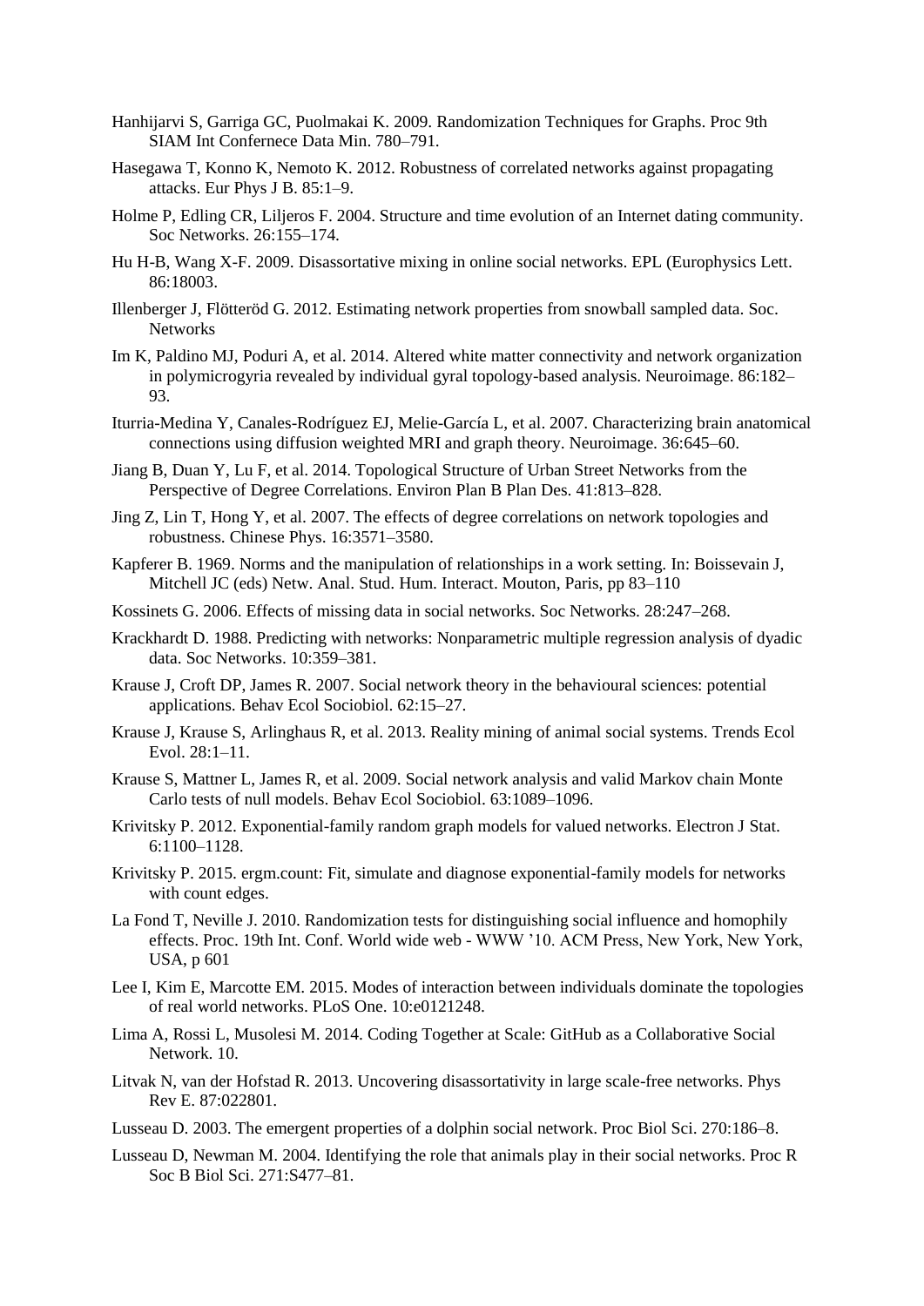Hanhijarvi S, Garriga GC, Puolmakai K. 2009. Randomization Techniques for Graphs. Proc 9th SIAM Int Confernece Data Min. 780–791.

Hasegawa T, Konno K, Nemoto K. 2012. Robustness of correlated networks against propagating attacks. Eur Phys J B. 85:1–9.

Holme P, Edling CR, Liljeros F. 2004. Structure and time evolution of an Internet dating community. Soc Networks. 26:155–174.

Hu H-B, Wang X-F. 2009. Disassortative mixing in online social networks. EPL (Europhysics Lett. 86:18003.

Illenberger J, Flötteröd G. 2012. Estimating network properties from snowball sampled data. Soc. Networks

Im K, Paldino MJ, Poduri A, et al. 2014. Altered white matter connectivity and network organization in polymicrogyria revealed by individual gyral topology-based analysis. Neuroimage. 86:182–93.

Iturria-Medina Y, Canales-Rodríguez EJ, Melie-García L, et al. 2007. Characterizing brain anatomical connections using diffusion weighted MRI and graph theory. Neuroimage. 36:645–60.

Jiang B, Duan Y, Lu F, et al. 2014. Topological Structure of Urban Street Networks from the Perspective of Degree Correlations. Environ Plan B Plan Des. 41:813–828.

Jing Z, Lin T, Hong Y, et al. 2007. The effects of degree correlations on network topologies and robustness. Chinese Phys. 16:3571–3580.

Kapferer B. 1969. Norms and the manipulation of relationships in a work setting. In: Boissevain J, Mitchell JC (eds) Netw. Anal. Stud. Hum. Interact. Mouton, Paris, pp 83–110

Kossinets G. 2006. Effects of missing data in social networks. Soc Networks. 28:247–268.

Krackhardt D. 1988. Predicting with networks: Nonparametric multiple regression analysis of dyadic data. Soc Networks. 10:359–381.

Krause J, Croft DP, James R. 2007. Social network theory in the behavioural sciences: potential applications. Behav Ecol Sociobiol. 62:15–27.

Krause J, Krause S, Arlinghaus R, et al. 2013. Reality mining of animal social systems. Trends Ecol Evol. 28:1–11.

Krause S, Mattner L, James R, et al. 2009. Social network analysis and valid Markov chain Monte Carlo tests of null models. Behav Ecol Sociobiol. 63:1089–1096.

Krivitsky P. 2012. Exponential-family random graph models for valued networks. Electron J Stat. 6:1100–1128.

Krivitsky P. 2015. ergm.count: Fit, simulate and diagnose exponential-family models for networks with count edges.

La Fond T, Neville J. 2010. Randomization tests for distinguishing social influence and homophily effects. Proc. 19th Int. Conf. World wide web - WWW '10. ACM Press, New York, New York, USA, p 601

Lee I, Kim E, Marcotte EM. 2015. Modes of interaction between individuals dominate the topologies of real world networks. PLoS One. 10:e0121248.

Lima A, Rossi L, Musolesi M. 2014. Coding Together at Scale: GitHub as a Collaborative Social Network. 10.

Litvak N, van der Hofstad R. 2013. Uncovering disassortativity in large scale-free networks. Phys Rev E. 87:022801.

Lusseau D. 2003. The emergent properties of a dolphin social network. Proc Biol Sci. 270:186–8.

Lusseau D, Newman M. 2004. Identifying the role that animals play in their social networks. Proc R Soc B Biol Sci. 271:S477–81.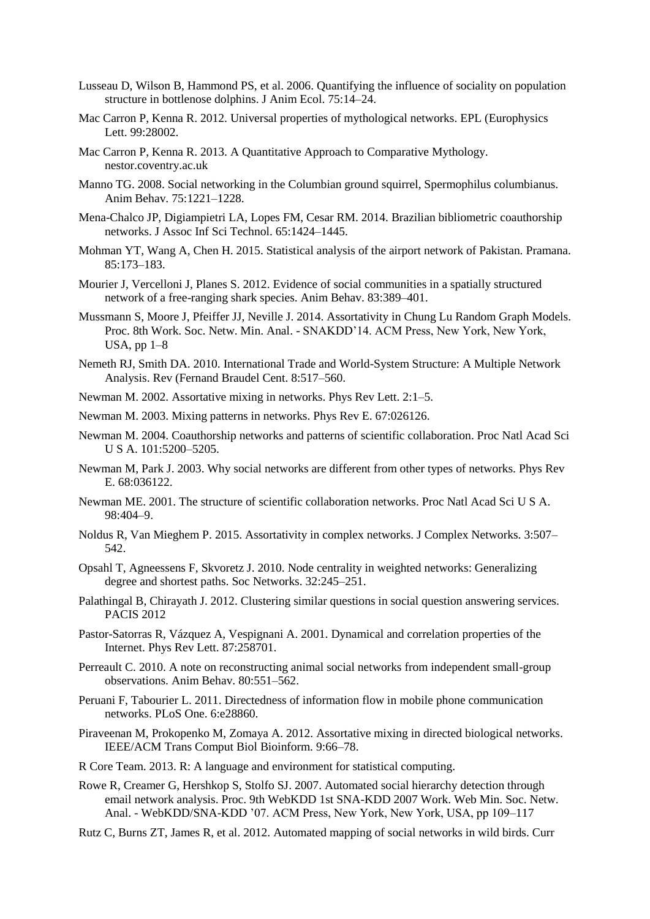Lusseau D, Wilson B, Hammond PS, et al. 2006. Quantifying the influence of sociality on population structure in bottlenose dolphins. J Anim Ecol. 75:14–24.

Mac Carron P, Kenna R. 2012. Universal properties of mythological networks. EPL (Europhysics Lett. 99:28002.

Mac Carron P, Kenna R. 2013. A Quantitative Approach to Comparative Mythology. nestor.coventry.ac.uk

Manno TG. 2008. Social networking in the Columbian ground squirrel, Spermophilus columbianus. Anim Behav. 75:1221–1228.

Mena-Chalco JP, Digiampietri LA, Lopes FM, Cesar RM. 2014. Brazilian bibliometric coauthorship networks. J Assoc Inf Sci Technol. 65:1424–1445.

Mohman YT, Wang A, Chen H. 2015. Statistical analysis of the airport network of Pakistan. Pramana. 85:173–183.

Mourier J, Vercelloni J, Planes S. 2012. Evidence of social communities in a spatially structured network of a free-ranging shark species. Anim Behav. 83:389–401.

Mussmann S, Moore J, Pfeiffer JJ, Neville J. 2014. Assortativity in Chung Lu Random Graph Models. Proc. 8th Work. Soc. Netw. Min. Anal. - SNAKDD'14. ACM Press, New York, New York, USA, pp 1–8

Nemeth RJ, Smith DA. 2010. International Trade and World-System Structure: A Multiple Network Analysis. Rev (Fernand Braudel Cent. 8:517–560.

Newman M. 2002. Assortative mixing in networks. Phys Rev Lett. 2:1–5.

Newman M. 2003. Mixing patterns in networks. Phys Rev E. 67:026126.

Newman M. 2004. Coauthorship networks and patterns of scientific collaboration. Proc Natl Acad Sci U S A. 101:5200–5205.

Newman M, Park J. 2003. Why social networks are different from other types of networks. Phys Rev E. 68:036122.

Newman ME. 2001. The structure of scientific collaboration networks. Proc Natl Acad Sci U S A. 98:404–9.

Noldus R, Van Mieghem P. 2015. Assortativity in complex networks. J Complex Networks. 3:507–542.

Opsahl T, Agneessens F, Skvoretz J. 2010. Node centrality in weighted networks: Generalizing degree and shortest paths. Soc Networks. 32:245–251.

Palathingal B, Chirayath J. 2012. Clustering similar questions in social question answering services. PACIS 2012

Pastor-Satorras R, Vázquez A, Vespignani A. 2001. Dynamical and correlation properties of the Internet. Phys Rev Lett. 87:258701.

Perreault C. 2010. A note on reconstructing animal social networks from independent small-group observations. Anim Behav. 80:551–562.

Peruani F, Tabourier L. 2011. Directedness of information flow in mobile phone communication networks. PLoS One. 6:e28860.

Piraveenan M, Prokopenko M, Zomaya A. 2012. Assortative mixing in directed biological networks. IEEE/ACM Trans Comput Biol Bioinform. 9:66–78.

R Core Team. 2013. R: A language and environment for statistical computing.

Rowe R, Creamer G, Hershkop S, Stolfo SJ. 2007. Automated social hierarchy detection through email network analysis. Proc. 9th WebKDD 1st SNA-KDD 2007 Work. Web Min. Soc. Netw. Anal. - WebKDD/SNA-KDD '07. ACM Press, New York, New York, USA, pp 109–117

Rutz C, Burns ZT, James R, et al. 2012. Automated mapping of social networks in wild birds. Curr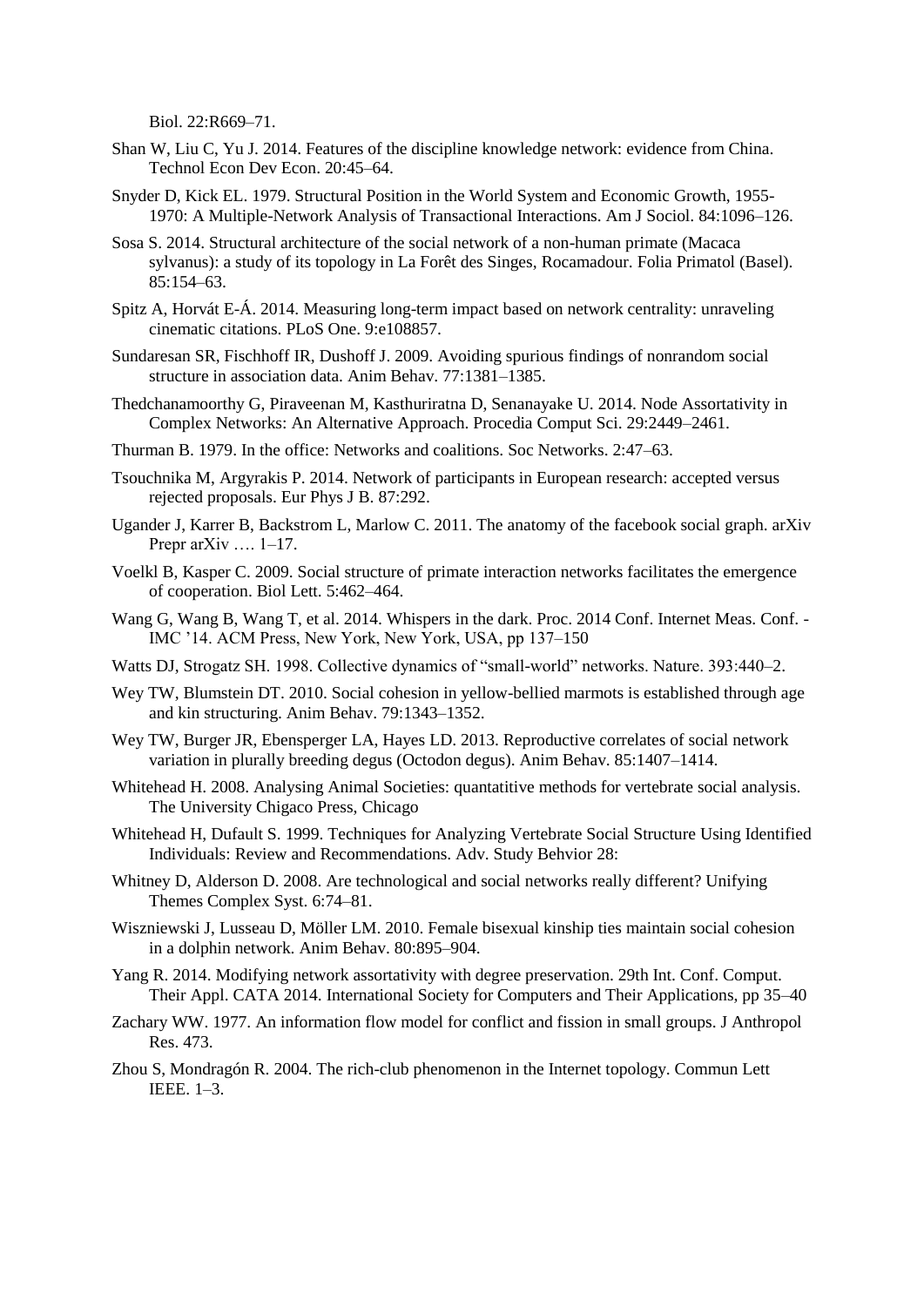Biol. 22:R669–71.

Shan W, Liu C, Yu J. 2014. Features of the discipline knowledge network: evidence from China. Technol Econ Dev Econ. 20:45–64.

Snyder D, Kick EL. 1979. Structural Position in the World System and Economic Growth, 1955-1970: A Multiple-Network Analysis of Transactional Interactions. Am J Sociol. 84:1096–126.

Sosa S. 2014. Structural architecture of the social network of a non-human primate (Macaca sylvanus): a study of its topology in La Forêt des Singes, Rocamadour. Folia Primatol (Basel). 85:154–63.

Spitz A, Horvát E-Á. 2014. Measuring long-term impact based on network centrality: unraveling cinematic citations. PLoS One. 9:e108857.

Sundaresan SR, Fischhoff IR, Dushoff J. 2009. Avoiding spurious findings of nonrandom social structure in association data. Anim Behav. 77:1381–1385.

Thedchanamoorthy G, Piraveenan M, Kasthuriratna D, Senanayake U. 2014. Node Assortativity in Complex Networks: An Alternative Approach. Procedia Comput Sci. 29:2449–2461.

Thurman B. 1979. In the office: Networks and coalitions. Soc Networks. 2:47–63.

Tsouchnika M, Argyrakis P. 2014. Network of participants in European research: accepted versus rejected proposals. Eur Phys J B. 87:292.

Ugander J, Karrer B, Backstrom L, Marlow C. 2011. The anatomy of the facebook social graph. arXiv Prepr arXiv …. 1–17.

Voelkl B, Kasper C. 2009. Social structure of primate interaction networks facilitates the emergence of cooperation. Biol Lett. 5:462–464.

Wang G, Wang B, Wang T, et al. 2014. Whispers in the dark. Proc. 2014 Conf. Internet Meas. Conf. - IMC '14. ACM Press, New York, New York, USA, pp 137–150

Watts DJ, Strogatz SH. 1998. Collective dynamics of "small-world" networks. Nature. 393:440–2.

Wey TW, Blumstein DT. 2010. Social cohesion in yellow-bellied marmots is established through age and kin structuring. Anim Behav. 79:1343–1352.

Wey TW, Burger JR, Ebensperger LA, Hayes LD. 2013. Reproductive correlates of social network variation in plurally breeding degus (Octodon degus). Anim Behav. 85:1407–1414.

Whitehead H. 2008. Analysing Animal Societies: quantatitive methods for vertebrate social analysis. The University Chigaco Press, Chicago

Whitehead H, Dufault S. 1999. Techniques for Analyzing Vertebrate Social Structure Using Identified Individuals: Review and Recommendations. Adv. Study Behvior 28:

Whitney D, Alderson D. 2008. Are technological and social networks really different? Unifying Themes Complex Syst. 6:74–81.

Wiszniewski J, Lusseau D, Möller LM. 2010. Female bisexual kinship ties maintain social cohesion in a dolphin network. Anim Behav. 80:895–904.

Yang R. 2014. Modifying network assortativity with degree preservation. 29th Int. Conf. Comput. Their Appl. CATA 2014. International Society for Computers and Their Applications, pp 35–40

Zachary WW. 1977. An information flow model for conflict and fission in small groups. J Anthropol Res. 473.

Zhou S, Mondragón R. 2004. The rich-club phenomenon in the Internet topology. Commun Lett IEEE. 1–3.